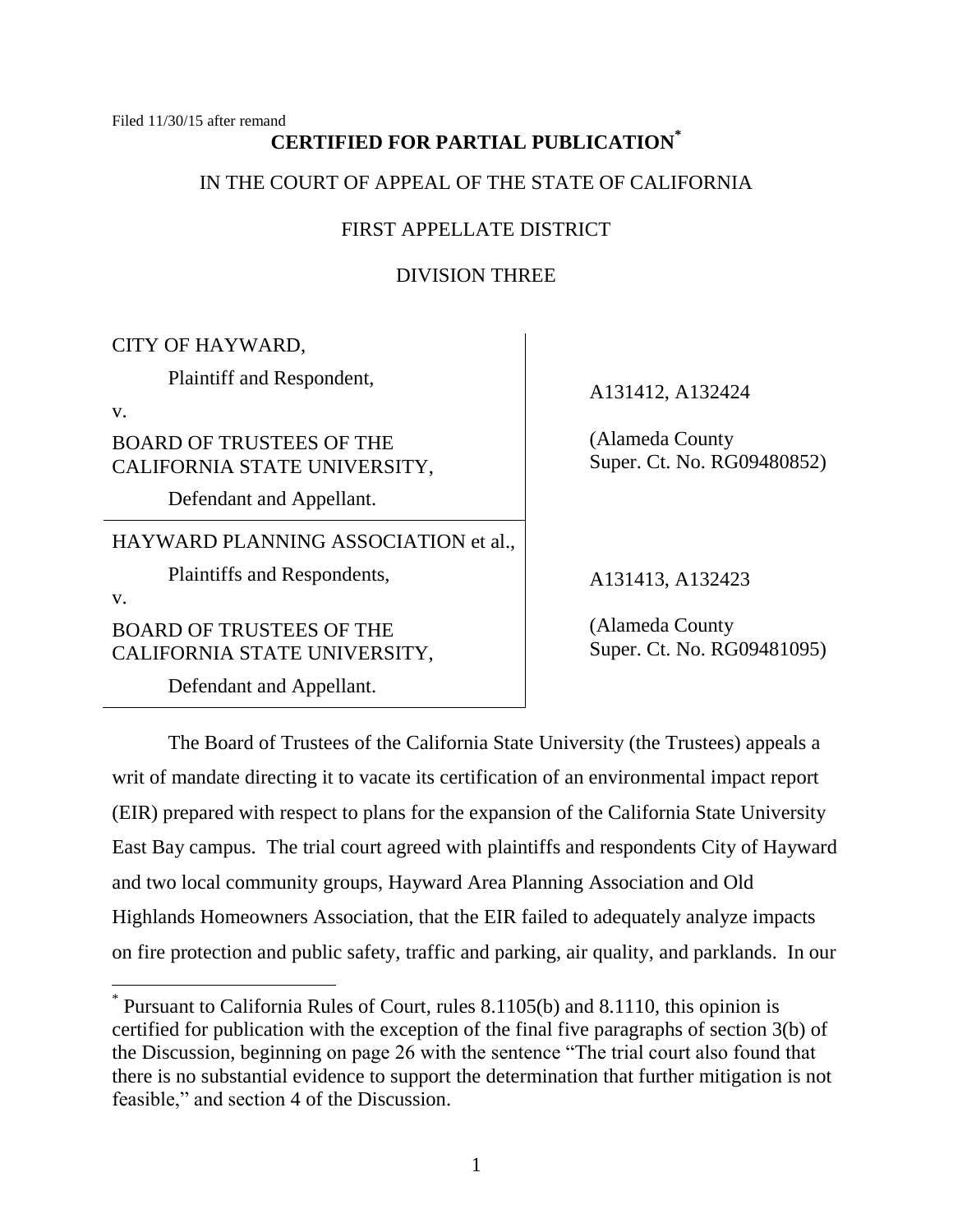Filed 11/30/15 after remand

**CERTIFIED FOR PARTIAL PUBLICATION[*]**

IN THE COURT OF APPEAL OF THE STATE OF CALIFORNIA

FIRST APPELLATE DISTRICT

DIVISION THREE

| | |
|---|---|
| CITY OF HAYWARD,<br>Plaintiff and Respondent,<br>v.<br>BOARD OF TRUSTEES OF THE CALIFORNIA STATE UNIVERSITY,<br>Defendant and Appellant. | A131412, A132424<br><br>(Alameda County Super. Ct. No. RG09480852) |
| HAYWARD PLANNING ASSOCIATION et al.,<br>Plaintiffs and Respondents,<br>v.<br>BOARD OF TRUSTEES OF THE CALIFORNIA STATE UNIVERSITY,<br>Defendant and Appellant. | A131413, A132423<br><br>(Alameda County Super. Ct. No. RG09481095) |

The Board of Trustees of the California State University (the Trustees) appeals a writ of mandate directing it to vacate its certification of an environmental impact report (EIR) prepared with respect to plans for the expansion of the California State University East Bay campus. The trial court agreed with plaintiffs and respondents City of Hayward and two local community groups, Hayward Area Planning Association and Old Highlands Homeowners Association, that the EIR failed to adequately analyze impacts on fire protection and public safety, traffic and parking, air quality, and parklands. In our

[*] Pursuant to California Rules of Court, rules 8.1105(b) and 8.1110, this opinion is certified for publication with the exception of the final five paragraphs of section 3(b) of the Discussion, beginning on page 26 with the sentence "The trial court also found that there is no substantial evidence to support the determination that further mitigation is not feasible," and section 4 of the Discussion.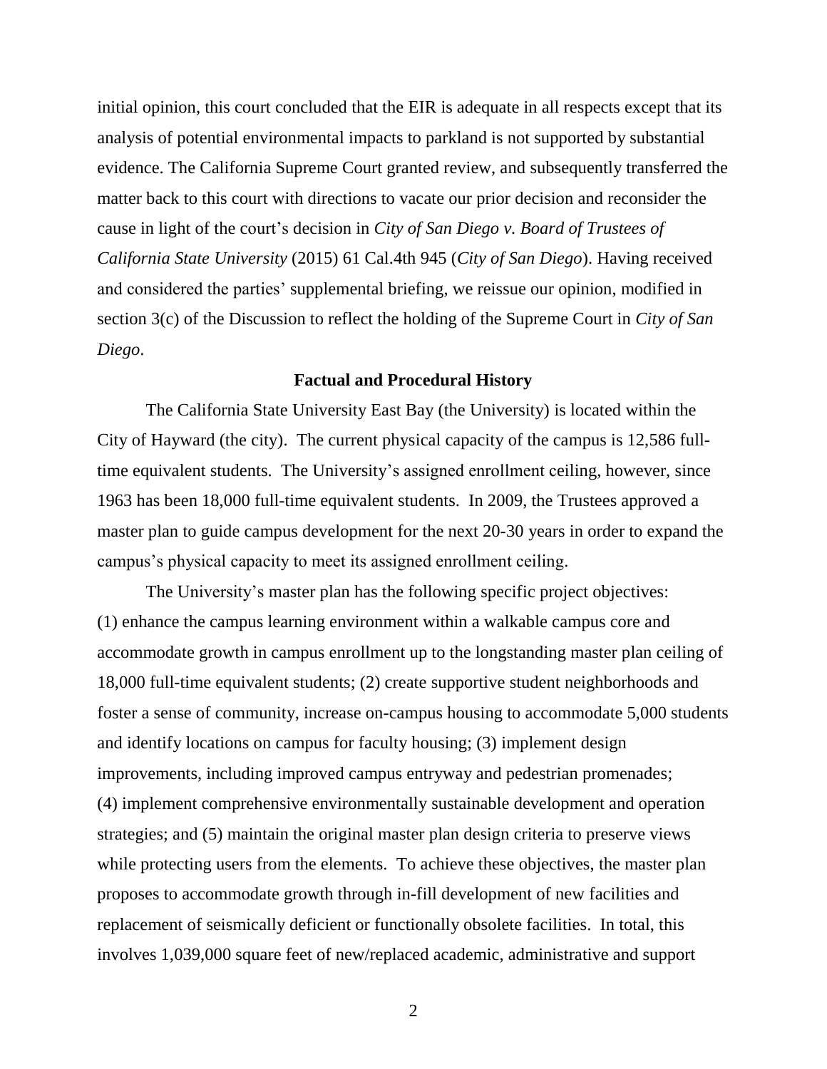initial opinion, this court concluded that the EIR is adequate in all respects except that its analysis of potential environmental impacts to parkland is not supported by substantial evidence. The California Supreme Court granted review, and subsequently transferred the matter back to this court with directions to vacate our prior decision and reconsider the cause in light of the court's decision in *City of San Diego v. Board of Trustees of California State University* (2015) 61 Cal.4th 945 (*City of San Diego*). Having received and considered the parties' supplemental briefing, we reissue our opinion, modified in section 3(c) of the Discussion to reflect the holding of the Supreme Court in *City of San Diego*.

**Factual and Procedural History**

The California State University East Bay (the University) is located within the City of Hayward (the city). The current physical capacity of the campus is 12,586 full-time equivalent students. The University's assigned enrollment ceiling, however, since 1963 has been 18,000 full-time equivalent students. In 2009, the Trustees approved a master plan to guide campus development for the next 20-30 years in order to expand the campus's physical capacity to meet its assigned enrollment ceiling.

The University's master plan has the following specific project objectives: (1) enhance the campus learning environment within a walkable campus core and accommodate growth in campus enrollment up to the longstanding master plan ceiling of 18,000 full-time equivalent students; (2) create supportive student neighborhoods and foster a sense of community, increase on-campus housing to accommodate 5,000 students and identify locations on campus for faculty housing; (3) implement design improvements, including improved campus entryway and pedestrian promenades; (4) implement comprehensive environmentally sustainable development and operation strategies; and (5) maintain the original master plan design criteria to preserve views while protecting users from the elements. To achieve these objectives, the master plan proposes to accommodate growth through in-fill development of new facilities and replacement of seismically deficient or functionally obsolete facilities. In total, this involves 1,039,000 square feet of new/replaced academic, administrative and support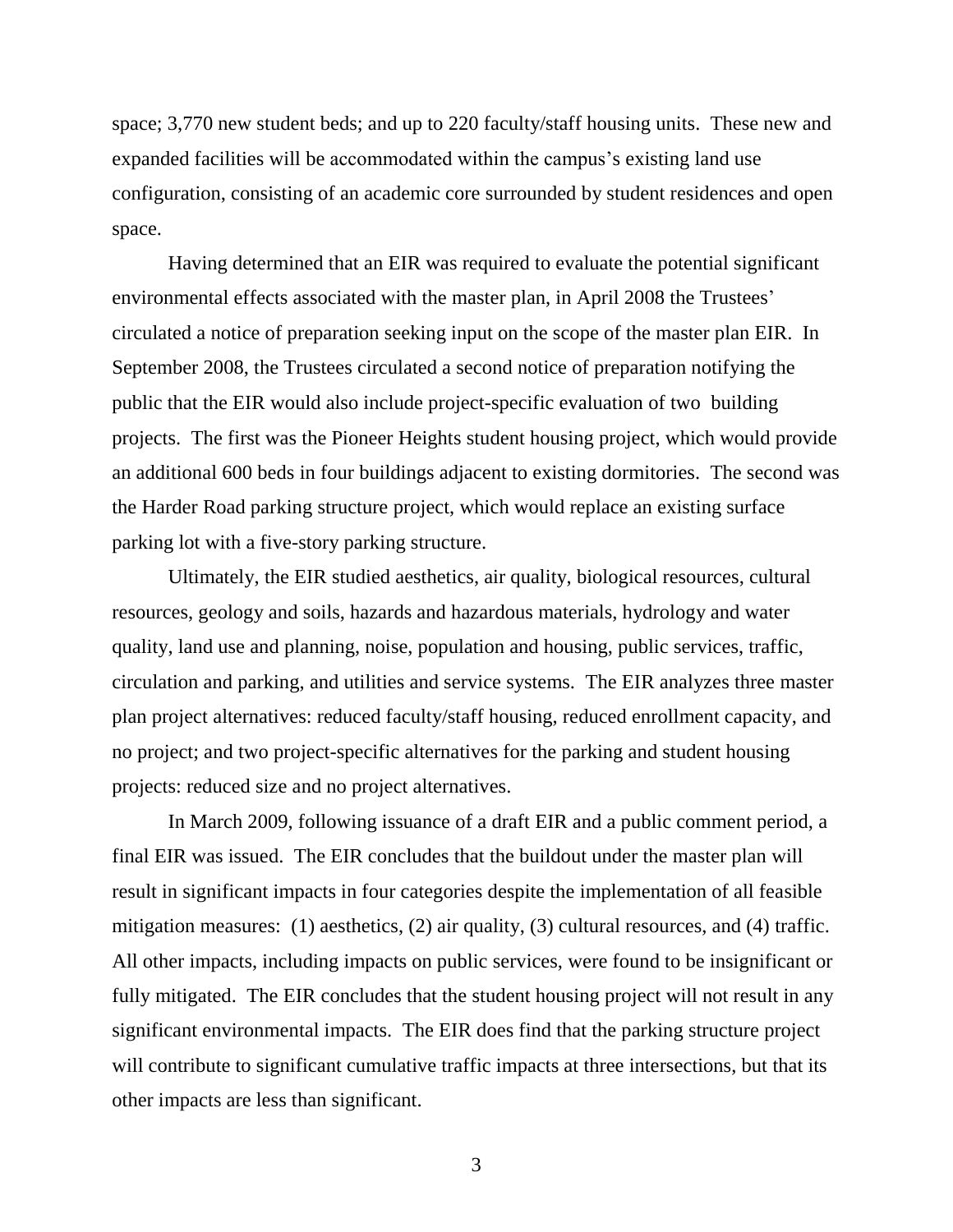space; 3,770 new student beds; and up to 220 faculty/staff housing units. These new and expanded facilities will be accommodated within the campus's existing land use configuration, consisting of an academic core surrounded by student residences and open space.

Having determined that an EIR was required to evaluate the potential significant environmental effects associated with the master plan, in April 2008 the Trustees' circulated a notice of preparation seeking input on the scope of the master plan EIR. In September 2008, the Trustees circulated a second notice of preparation notifying the public that the EIR would also include project-specific evaluation of two building projects. The first was the Pioneer Heights student housing project, which would provide an additional 600 beds in four buildings adjacent to existing dormitories. The second was the Harder Road parking structure project, which would replace an existing surface parking lot with a five-story parking structure.

Ultimately, the EIR studied aesthetics, air quality, biological resources, cultural resources, geology and soils, hazards and hazardous materials, hydrology and water quality, land use and planning, noise, population and housing, public services, traffic, circulation and parking, and utilities and service systems. The EIR analyzes three master plan project alternatives: reduced faculty/staff housing, reduced enrollment capacity, and no project; and two project-specific alternatives for the parking and student housing projects: reduced size and no project alternatives.

In March 2009, following issuance of a draft EIR and a public comment period, a final EIR was issued. The EIR concludes that the buildout under the master plan will result in significant impacts in four categories despite the implementation of all feasible mitigation measures: (1) aesthetics, (2) air quality, (3) cultural resources, and (4) traffic. All other impacts, including impacts on public services, were found to be insignificant or fully mitigated. The EIR concludes that the student housing project will not result in any significant environmental impacts. The EIR does find that the parking structure project will contribute to significant cumulative traffic impacts at three intersections, but that its other impacts are less than significant.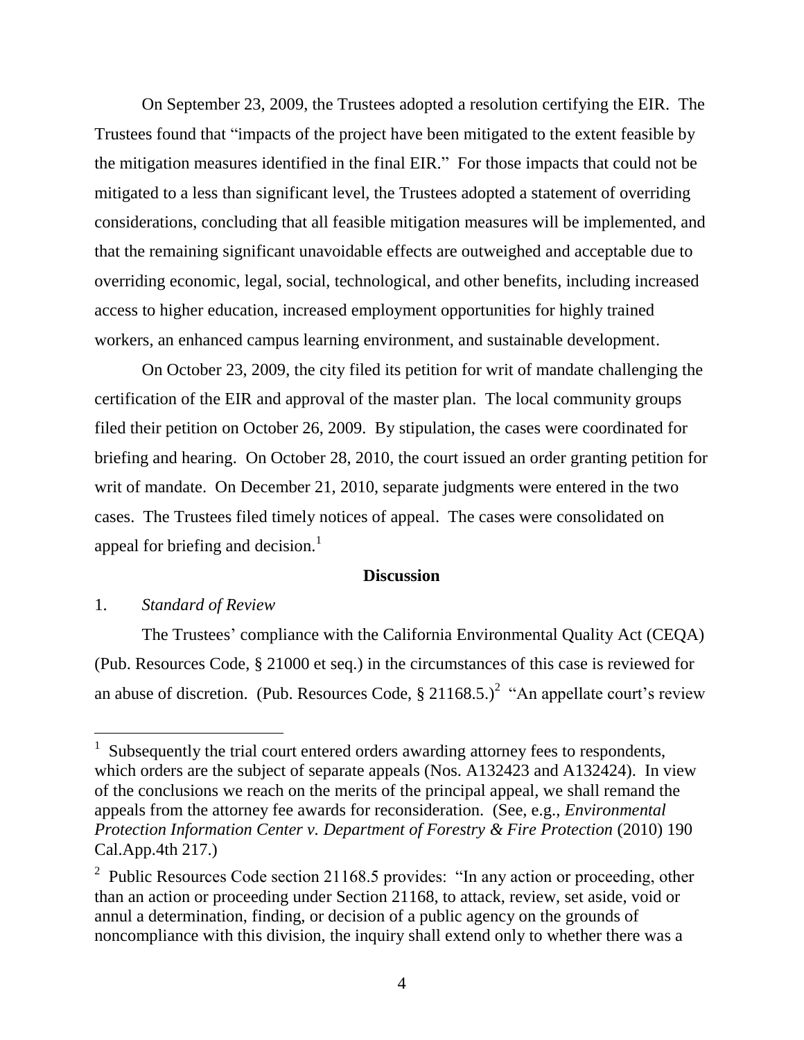On September 23, 2009, the Trustees adopted a resolution certifying the EIR. The Trustees found that "impacts of the project have been mitigated to the extent feasible by the mitigation measures identified in the final EIR." For those impacts that could not be mitigated to a less than significant level, the Trustees adopted a statement of overriding considerations, concluding that all feasible mitigation measures will be implemented, and that the remaining significant unavoidable effects are outweighed and acceptable due to overriding economic, legal, social, technological, and other benefits, including increased access to higher education, increased employment opportunities for highly trained workers, an enhanced campus learning environment, and sustainable development.

On October 23, 2009, the city filed its petition for writ of mandate challenging the certification of the EIR and approval of the master plan. The local community groups filed their petition on October 26, 2009. By stipulation, the cases were coordinated for briefing and hearing. On October 28, 2010, the court issued an order granting petition for writ of mandate. On December 21, 2010, separate judgments were entered in the two cases. The Trustees filed timely notices of appeal. The cases were consolidated on appeal for briefing and decision.[1]

**Discussion**

1. *Standard of Review*

The Trustees' compliance with the California Environmental Quality Act (CEQA) (Pub. Resources Code, § 21000 et seq.) in the circumstances of this case is reviewed for an abuse of discretion. (Pub. Resources Code, § 21168.5.)[2] "An appellate court's review

---

[1] Subsequently the trial court entered orders awarding attorney fees to respondents, which orders are the subject of separate appeals (Nos. A132423 and A132424). In view of the conclusions we reach on the merits of the principal appeal, we shall remand the appeals from the attorney fee awards for reconsideration. (See, e.g., *Environmental Protection Information Center v. Department of Forestry & Fire Protection* (2010) 190 Cal.App.4th 217.)

[2] Public Resources Code section 21168.5 provides: "In any action or proceeding, other than an action or proceeding under Section 21168, to attack, review, set aside, void or annul a determination, finding, or decision of a public agency on the grounds of noncompliance with this division, the inquiry shall extend only to whether there was a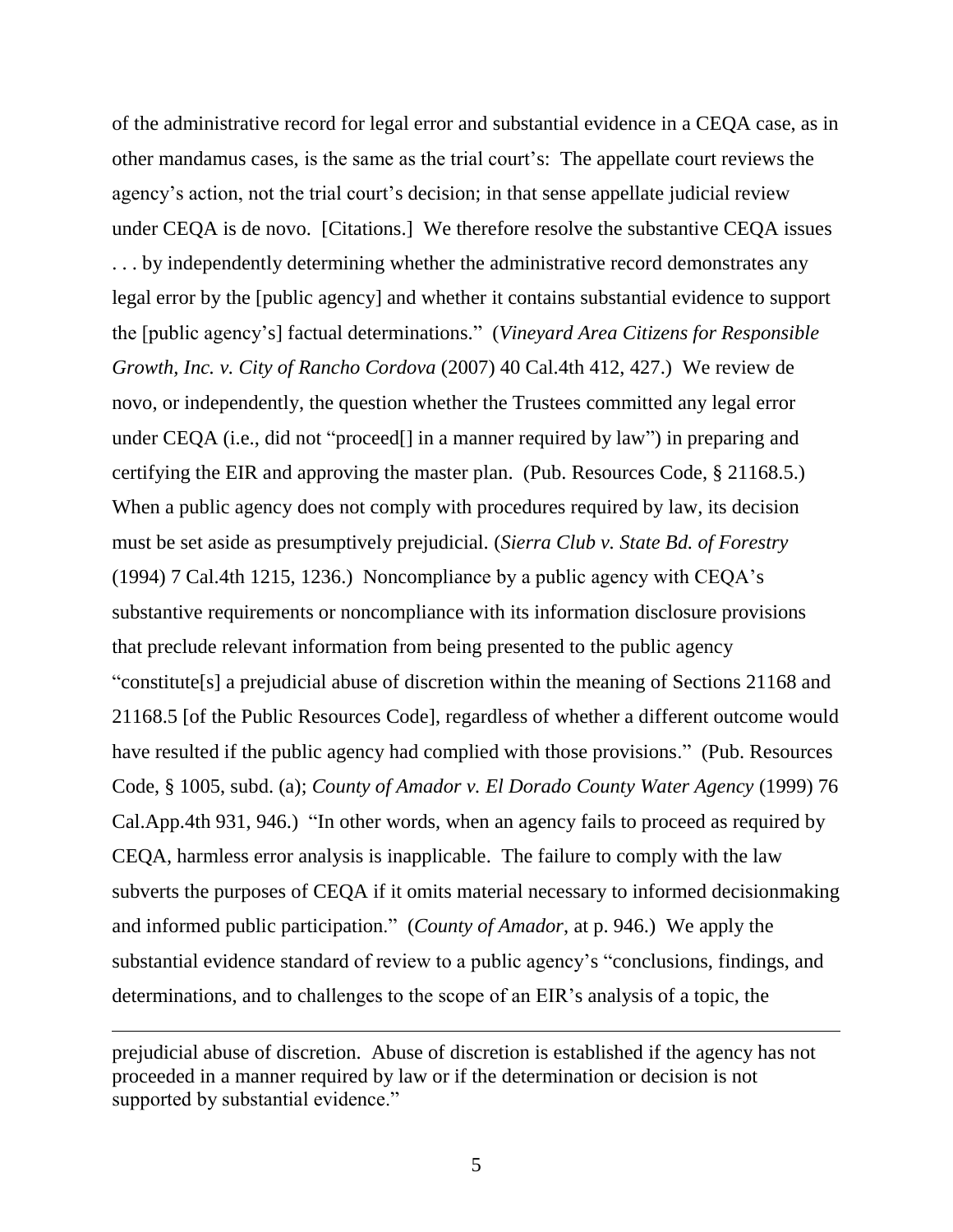of the administrative record for legal error and substantial evidence in a CEQA case, as in other mandamus cases, is the same as the trial court's: The appellate court reviews the agency's action, not the trial court's decision; in that sense appellate judicial review under CEQA is de novo. [Citations.] We therefore resolve the substantive CEQA issues . . . by independently determining whether the administrative record demonstrates any legal error by the [public agency] and whether it contains substantial evidence to support the [public agency's] factual determinations." (*Vineyard Area Citizens for Responsible Growth, Inc. v. City of Rancho Cordova* (2007) 40 Cal.4th 412, 427.) We review de novo, or independently, the question whether the Trustees committed any legal error under CEQA (i.e., did not "proceed[] in a manner required by law") in preparing and certifying the EIR and approving the master plan. (Pub. Resources Code, § 21168.5.) When a public agency does not comply with procedures required by law, its decision must be set aside as presumptively prejudicial. (*Sierra Club v. State Bd. of Forestry* (1994) 7 Cal.4th 1215, 1236.) Noncompliance by a public agency with CEQA's substantive requirements or noncompliance with its information disclosure provisions that preclude relevant information from being presented to the public agency "constitute[s] a prejudicial abuse of discretion within the meaning of Sections 21168 and 21168.5 [of the Public Resources Code], regardless of whether a different outcome would have resulted if the public agency had complied with those provisions." (Pub. Resources Code, § 1005, subd. (a); *County of Amador v. El Dorado County Water Agency* (1999) 76 Cal.App.4th 931, 946.) "In other words, when an agency fails to proceed as required by CEQA, harmless error analysis is inapplicable. The failure to comply with the law subverts the purposes of CEQA if it omits material necessary to informed decisionmaking and informed public participation." (*County of Amador*, at p. 946.) We apply the substantial evidence standard of review to a public agency's "conclusions, findings, and determinations, and to challenges to the scope of an EIR's analysis of a topic, the

---

prejudicial abuse of discretion. Abuse of discretion is established if the agency has not proceeded in a manner required by law or if the determination or decision is not supported by substantial evidence."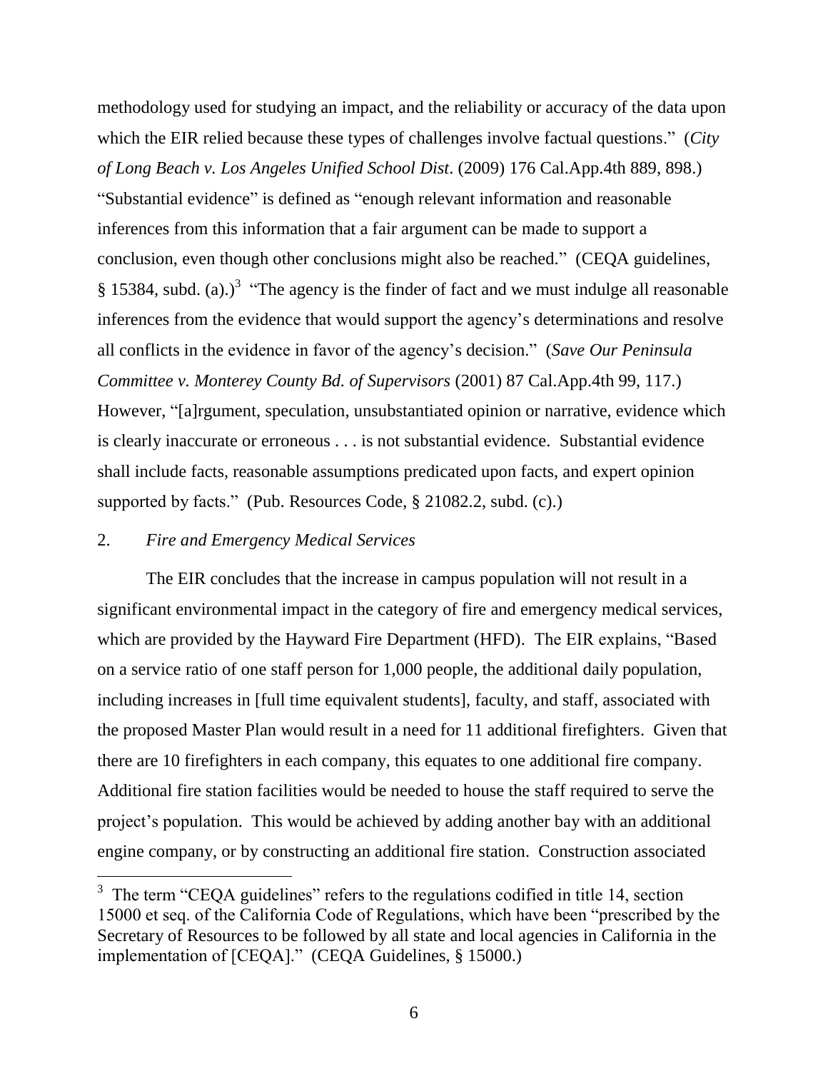methodology used for studying an impact, and the reliability or accuracy of the data upon which the EIR relied because these types of challenges involve factual questions." (*City of Long Beach v. Los Angeles Unified School Dist*. (2009) 176 Cal.App.4th 889, 898.) "Substantial evidence" is defined as "enough relevant information and reasonable inferences from this information that a fair argument can be made to support a conclusion, even though other conclusions might also be reached." (CEQA guidelines, § 15384, subd. (a).)[3] "The agency is the finder of fact and we must indulge all reasonable inferences from the evidence that would support the agency's determinations and resolve all conflicts in the evidence in favor of the agency's decision." (*Save Our Peninsula Committee v. Monterey County Bd. of Supervisors* (2001) 87 Cal.App.4th 99, 117.) However, "[a]rgument, speculation, unsubstantiated opinion or narrative, evidence which is clearly inaccurate or erroneous . . . is not substantial evidence. Substantial evidence shall include facts, reasonable assumptions predicated upon facts, and expert opinion supported by facts." (Pub. Resources Code, § 21082.2, subd. (c).)

2. *Fire and Emergency Medical Services*

The EIR concludes that the increase in campus population will not result in a significant environmental impact in the category of fire and emergency medical services, which are provided by the Hayward Fire Department (HFD). The EIR explains, "Based on a service ratio of one staff person for 1,000 people, the additional daily population, including increases in [full time equivalent students], faculty, and staff, associated with the proposed Master Plan would result in a need for 11 additional firefighters. Given that there are 10 firefighters in each company, this equates to one additional fire company. Additional fire station facilities would be needed to house the staff required to serve the project's population. This would be achieved by adding another bay with an additional engine company, or by constructing an additional fire station. Construction associated

[3] The term "CEQA guidelines" refers to the regulations codified in title 14, section 15000 et seq. of the California Code of Regulations, which have been "prescribed by the Secretary of Resources to be followed by all state and local agencies in California in the implementation of [CEQA]." (CEQA Guidelines, § 15000.)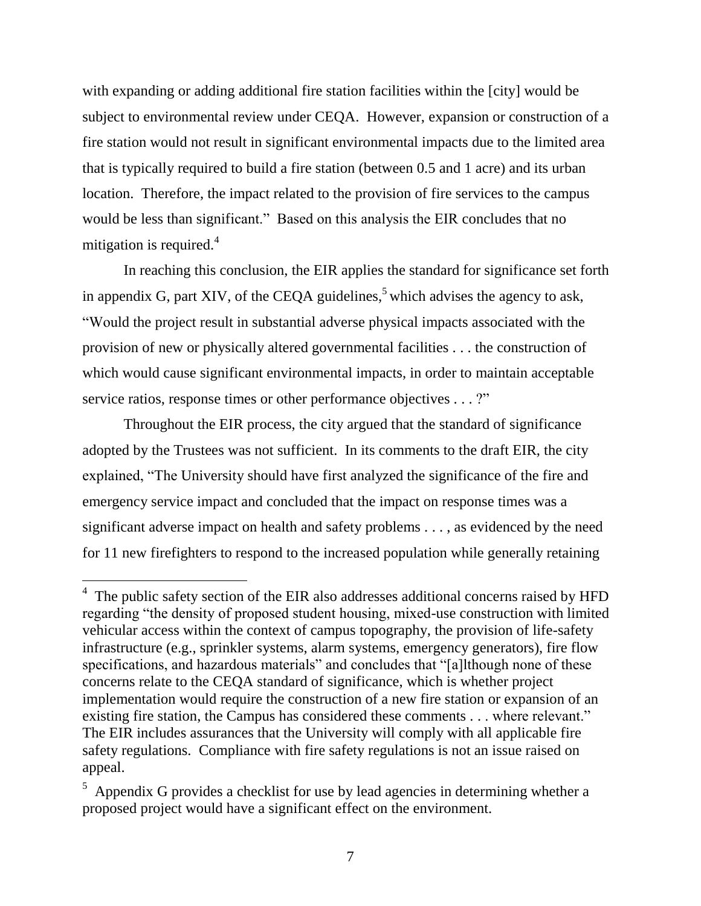with expanding or adding additional fire station facilities within the [city] would be subject to environmental review under CEQA. However, expansion or construction of a fire station would not result in significant environmental impacts due to the limited area that is typically required to build a fire station (between 0.5 and 1 acre) and its urban location. Therefore, the impact related to the provision of fire services to the campus would be less than significant." Based on this analysis the EIR concludes that no mitigation is required.[4]

In reaching this conclusion, the EIR applies the standard for significance set forth in appendix G, part XIV, of the CEQA guidelines,[5] which advises the agency to ask, "Would the project result in substantial adverse physical impacts associated with the provision of new or physically altered governmental facilities . . . the construction of which would cause significant environmental impacts, in order to maintain acceptable service ratios, response times or other performance objectives . . . ?"

Throughout the EIR process, the city argued that the standard of significance adopted by the Trustees was not sufficient. In its comments to the draft EIR, the city explained, "The University should have first analyzed the significance of the fire and emergency service impact and concluded that the impact on response times was a significant adverse impact on health and safety problems . . . , as evidenced by the need for 11 new firefighters to respond to the increased population while generally retaining

---

[4] The public safety section of the EIR also addresses additional concerns raised by HFD regarding "the density of proposed student housing, mixed-use construction with limited vehicular access within the context of campus topography, the provision of life-safety infrastructure (e.g., sprinkler systems, alarm systems, emergency generators), fire flow specifications, and hazardous materials" and concludes that "[a]lthough none of these concerns relate to the CEQA standard of significance, which is whether project implementation would require the construction of a new fire station or expansion of an existing fire station, the Campus has considered these comments . . . where relevant." The EIR includes assurances that the University will comply with all applicable fire safety regulations. Compliance with fire safety regulations is not an issue raised on appeal.

[5] Appendix G provides a checklist for use by lead agencies in determining whether a proposed project would have a significant effect on the environment.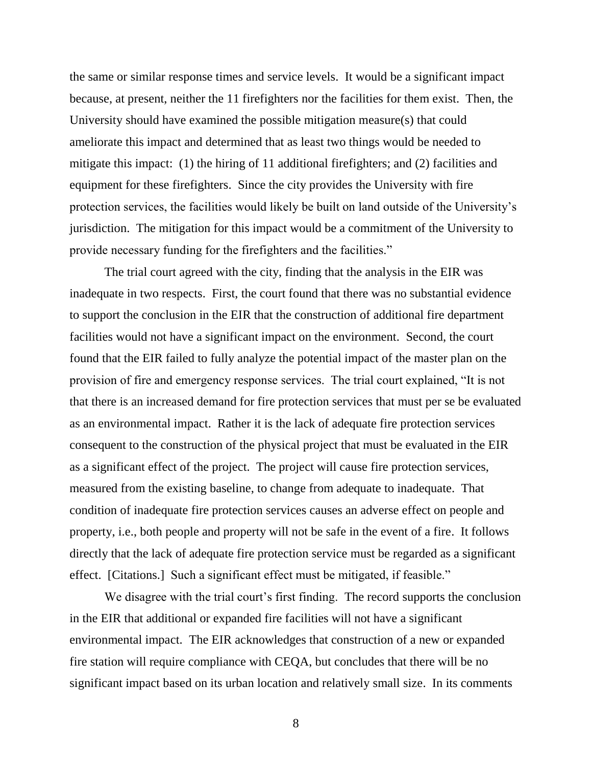the same or similar response times and service levels. It would be a significant impact because, at present, neither the 11 firefighters nor the facilities for them exist. Then, the University should have examined the possible mitigation measure(s) that could ameliorate this impact and determined that as least two things would be needed to mitigate this impact: (1) the hiring of 11 additional firefighters; and (2) facilities and equipment for these firefighters. Since the city provides the University with fire protection services, the facilities would likely be built on land outside of the University's jurisdiction. The mitigation for this impact would be a commitment of the University to provide necessary funding for the firefighters and the facilities."

The trial court agreed with the city, finding that the analysis in the EIR was inadequate in two respects. First, the court found that there was no substantial evidence to support the conclusion in the EIR that the construction of additional fire department facilities would not have a significant impact on the environment. Second, the court found that the EIR failed to fully analyze the potential impact of the master plan on the provision of fire and emergency response services. The trial court explained, "It is not that there is an increased demand for fire protection services that must per se be evaluated as an environmental impact. Rather it is the lack of adequate fire protection services consequent to the construction of the physical project that must be evaluated in the EIR as a significant effect of the project. The project will cause fire protection services, measured from the existing baseline, to change from adequate to inadequate. That condition of inadequate fire protection services causes an adverse effect on people and property, i.e., both people and property will not be safe in the event of a fire. It follows directly that the lack of adequate fire protection service must be regarded as a significant effect. [Citations.] Such a significant effect must be mitigated, if feasible."

We disagree with the trial court's first finding. The record supports the conclusion in the EIR that additional or expanded fire facilities will not have a significant environmental impact. The EIR acknowledges that construction of a new or expanded fire station will require compliance with CEQA, but concludes that there will be no significant impact based on its urban location and relatively small size. In its comments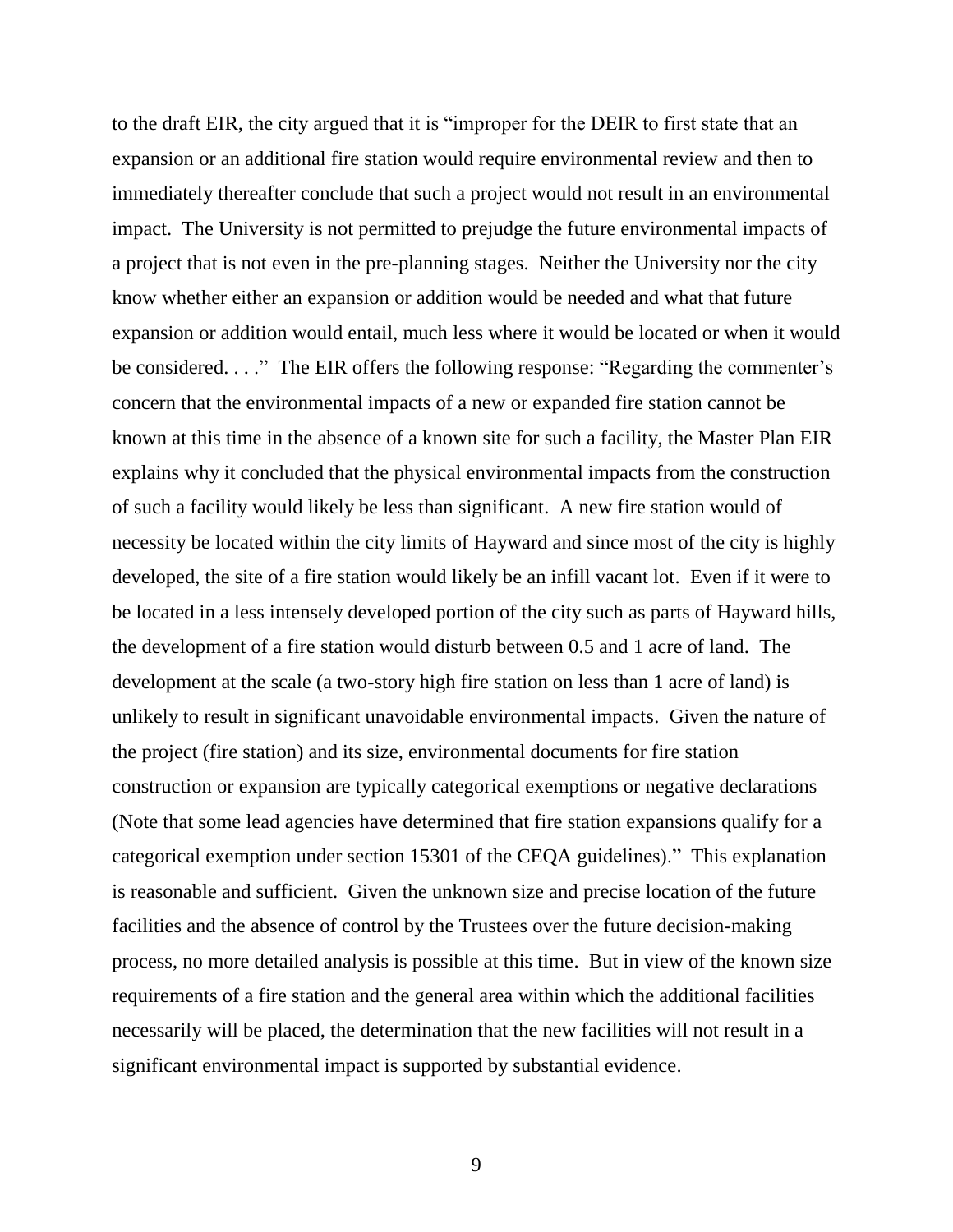to the draft EIR, the city argued that it is "improper for the DEIR to first state that an expansion or an additional fire station would require environmental review and then to immediately thereafter conclude that such a project would not result in an environmental impact. The University is not permitted to prejudge the future environmental impacts of a project that is not even in the pre-planning stages. Neither the University nor the city know whether either an expansion or addition would be needed and what that future expansion or addition would entail, much less where it would be located or when it would be considered. . . ." The EIR offers the following response: "Regarding the commenter's concern that the environmental impacts of a new or expanded fire station cannot be known at this time in the absence of a known site for such a facility, the Master Plan EIR explains why it concluded that the physical environmental impacts from the construction of such a facility would likely be less than significant. A new fire station would of necessity be located within the city limits of Hayward and since most of the city is highly developed, the site of a fire station would likely be an infill vacant lot. Even if it were to be located in a less intensely developed portion of the city such as parts of Hayward hills, the development of a fire station would disturb between 0.5 and 1 acre of land. The development at the scale (a two-story high fire station on less than 1 acre of land) is unlikely to result in significant unavoidable environmental impacts. Given the nature of the project (fire station) and its size, environmental documents for fire station construction or expansion are typically categorical exemptions or negative declarations (Note that some lead agencies have determined that fire station expansions qualify for a categorical exemption under section 15301 of the CEQA guidelines)." This explanation is reasonable and sufficient. Given the unknown size and precise location of the future facilities and the absence of control by the Trustees over the future decision-making process, no more detailed analysis is possible at this time. But in view of the known size requirements of a fire station and the general area within which the additional facilities necessarily will be placed, the determination that the new facilities will not result in a significant environmental impact is supported by substantial evidence.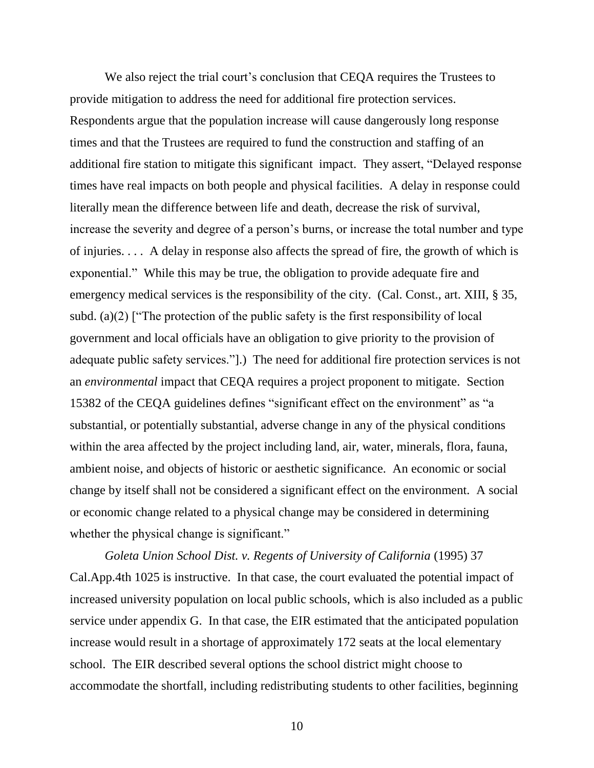We also reject the trial court's conclusion that CEQA requires the Trustees to provide mitigation to address the need for additional fire protection services. Respondents argue that the population increase will cause dangerously long response times and that the Trustees are required to fund the construction and staffing of an additional fire station to mitigate this significant impact. They assert, "Delayed response times have real impacts on both people and physical facilities. A delay in response could literally mean the difference between life and death, decrease the risk of survival, increase the severity and degree of a person's burns, or increase the total number and type of injuries. . . . A delay in response also affects the spread of fire, the growth of which is exponential." While this may be true, the obligation to provide adequate fire and emergency medical services is the responsibility of the city. (Cal. Const., art. XIII, § 35, subd. (a)(2) ["The protection of the public safety is the first responsibility of local government and local officials have an obligation to give priority to the provision of adequate public safety services."].) The need for additional fire protection services is not an *environmental* impact that CEQA requires a project proponent to mitigate. Section 15382 of the CEQA guidelines defines "significant effect on the environment" as "a substantial, or potentially substantial, adverse change in any of the physical conditions within the area affected by the project including land, air, water, minerals, flora, fauna, ambient noise, and objects of historic or aesthetic significance. An economic or social change by itself shall not be considered a significant effect on the environment. A social or economic change related to a physical change may be considered in determining whether the physical change is significant."

*Goleta Union School Dist. v. Regents of University of California* (1995) 37 Cal.App.4th 1025 is instructive. In that case, the court evaluated the potential impact of increased university population on local public schools, which is also included as a public service under appendix G. In that case, the EIR estimated that the anticipated population increase would result in a shortage of approximately 172 seats at the local elementary school. The EIR described several options the school district might choose to accommodate the shortfall, including redistributing students to other facilities, beginning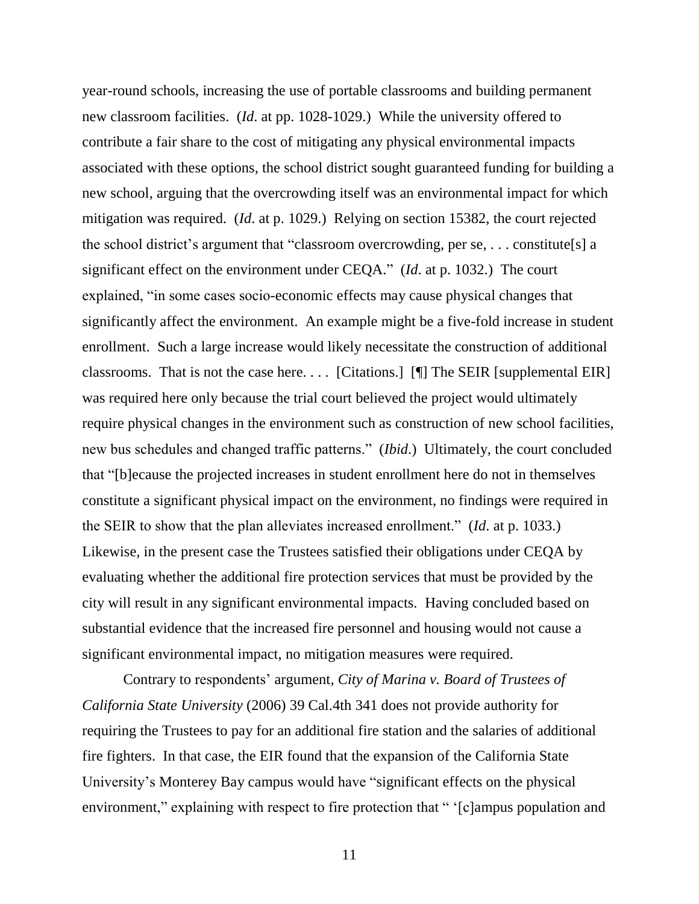year-round schools, increasing the use of portable classrooms and building permanent new classroom facilities. (*Id*. at pp. 1028-1029.) While the university offered to contribute a fair share to the cost of mitigating any physical environmental impacts associated with these options, the school district sought guaranteed funding for building a new school, arguing that the overcrowding itself was an environmental impact for which mitigation was required. (*Id*. at p. 1029.) Relying on section 15382, the court rejected the school district's argument that "classroom overcrowding, per se, . . . constitute[s] a significant effect on the environment under CEQA." (*Id*. at p. 1032.) The court explained, "in some cases socio-economic effects may cause physical changes that significantly affect the environment. An example might be a five-fold increase in student enrollment. Such a large increase would likely necessitate the construction of additional classrooms. That is not the case here. . . . [Citations.] [¶] The SEIR [supplemental EIR] was required here only because the trial court believed the project would ultimately require physical changes in the environment such as construction of new school facilities, new bus schedules and changed traffic patterns." (*Ibid*.) Ultimately, the court concluded that "[b]ecause the projected increases in student enrollment here do not in themselves constitute a significant physical impact on the environment, no findings were required in the SEIR to show that the plan alleviates increased enrollment." (*Id*. at p. 1033.) Likewise, in the present case the Trustees satisfied their obligations under CEQA by evaluating whether the additional fire protection services that must be provided by the city will result in any significant environmental impacts. Having concluded based on substantial evidence that the increased fire personnel and housing would not cause a significant environmental impact, no mitigation measures were required.

Contrary to respondents' argument, *City of Marina v. Board of Trustees of California State University* (2006) 39 Cal.4th 341 does not provide authority for requiring the Trustees to pay for an additional fire station and the salaries of additional fire fighters. In that case, the EIR found that the expansion of the California State University's Monterey Bay campus would have "significant effects on the physical environment," explaining with respect to fire protection that " '[c]ampus population and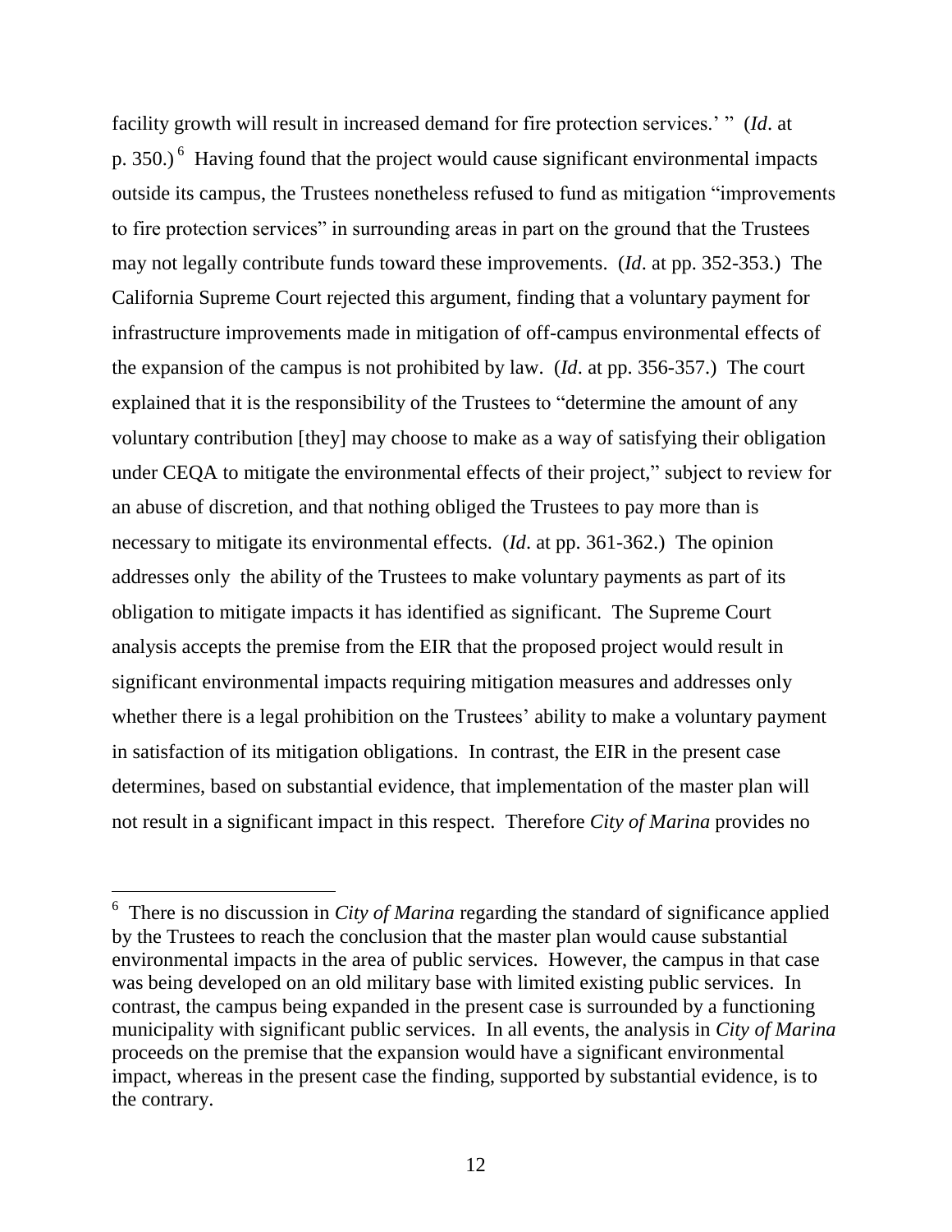facility growth will result in increased demand for fire protection services.' " (*Id*. at p. 350.) [6] Having found that the project would cause significant environmental impacts outside its campus, the Trustees nonetheless refused to fund as mitigation "improvements to fire protection services" in surrounding areas in part on the ground that the Trustees may not legally contribute funds toward these improvements. (*Id*. at pp. 352-353.) The California Supreme Court rejected this argument, finding that a voluntary payment for infrastructure improvements made in mitigation of off-campus environmental effects of the expansion of the campus is not prohibited by law. (*Id*. at pp. 356-357.) The court explained that it is the responsibility of the Trustees to "determine the amount of any voluntary contribution [they] may choose to make as a way of satisfying their obligation under CEQA to mitigate the environmental effects of their project," subject to review for an abuse of discretion, and that nothing obliged the Trustees to pay more than is necessary to mitigate its environmental effects. (*Id*. at pp. 361-362.) The opinion addresses only the ability of the Trustees to make voluntary payments as part of its obligation to mitigate impacts it has identified as significant. The Supreme Court analysis accepts the premise from the EIR that the proposed project would result in significant environmental impacts requiring mitigation measures and addresses only whether there is a legal prohibition on the Trustees' ability to make a voluntary payment in satisfaction of its mitigation obligations. In contrast, the EIR in the present case determines, based on substantial evidence, that implementation of the master plan will not result in a significant impact in this respect. Therefore *City of Marina* provides no

---

[6] There is no discussion in *City of Marina* regarding the standard of significance applied by the Trustees to reach the conclusion that the master plan would cause substantial environmental impacts in the area of public services. However, the campus in that case was being developed on an old military base with limited existing public services. In contrast, the campus being expanded in the present case is surrounded by a functioning municipality with significant public services. In all events, the analysis in *City of Marina* proceeds on the premise that the expansion would have a significant environmental impact, whereas in the present case the finding, supported by substantial evidence, is to the contrary.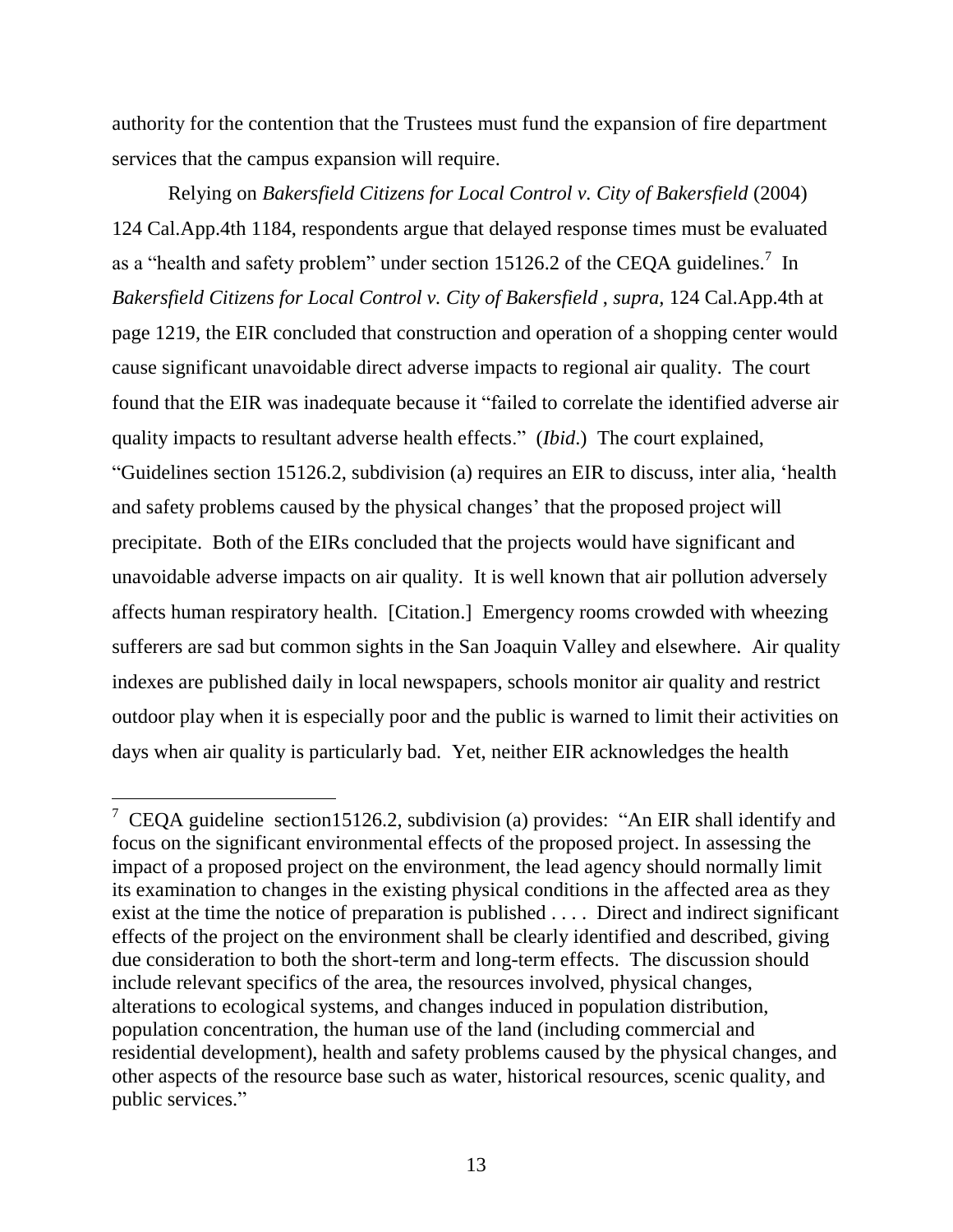authority for the contention that the Trustees must fund the expansion of fire department services that the campus expansion will require.

Relying on *Bakersfield Citizens for Local Control v. City of Bakersfield* (2004) 124 Cal.App.4th 1184, respondents argue that delayed response times must be evaluated as a "health and safety problem" under section 15126.2 of the CEQA guidelines.[7] In *Bakersfield Citizens for Local Control v. City of Bakersfield* , *supra,* 124 Cal.App.4th at page 1219, the EIR concluded that construction and operation of a shopping center would cause significant unavoidable direct adverse impacts to regional air quality. The court found that the EIR was inadequate because it "failed to correlate the identified adverse air quality impacts to resultant adverse health effects." (*Ibid.*) The court explained, "Guidelines section 15126.2, subdivision (a) requires an EIR to discuss, inter alia, 'health and safety problems caused by the physical changes' that the proposed project will precipitate. Both of the EIRs concluded that the projects would have significant and unavoidable adverse impacts on air quality. It is well known that air pollution adversely affects human respiratory health. [Citation.] Emergency rooms crowded with wheezing sufferers are sad but common sights in the San Joaquin Valley and elsewhere. Air quality indexes are published daily in local newspapers, schools monitor air quality and restrict outdoor play when it is especially poor and the public is warned to limit their activities on days when air quality is particularly bad. Yet, neither EIR acknowledges the health

---

[7] CEQA guideline section15126.2, subdivision (a) provides: "An EIR shall identify and focus on the significant environmental effects of the proposed project. In assessing the impact of a proposed project on the environment, the lead agency should normally limit its examination to changes in the existing physical conditions in the affected area as they exist at the time the notice of preparation is published . . . . Direct and indirect significant effects of the project on the environment shall be clearly identified and described, giving due consideration to both the short-term and long-term effects. The discussion should include relevant specifics of the area, the resources involved, physical changes, alterations to ecological systems, and changes induced in population distribution, population concentration, the human use of the land (including commercial and residential development), health and safety problems caused by the physical changes, and other aspects of the resource base such as water, historical resources, scenic quality, and public services."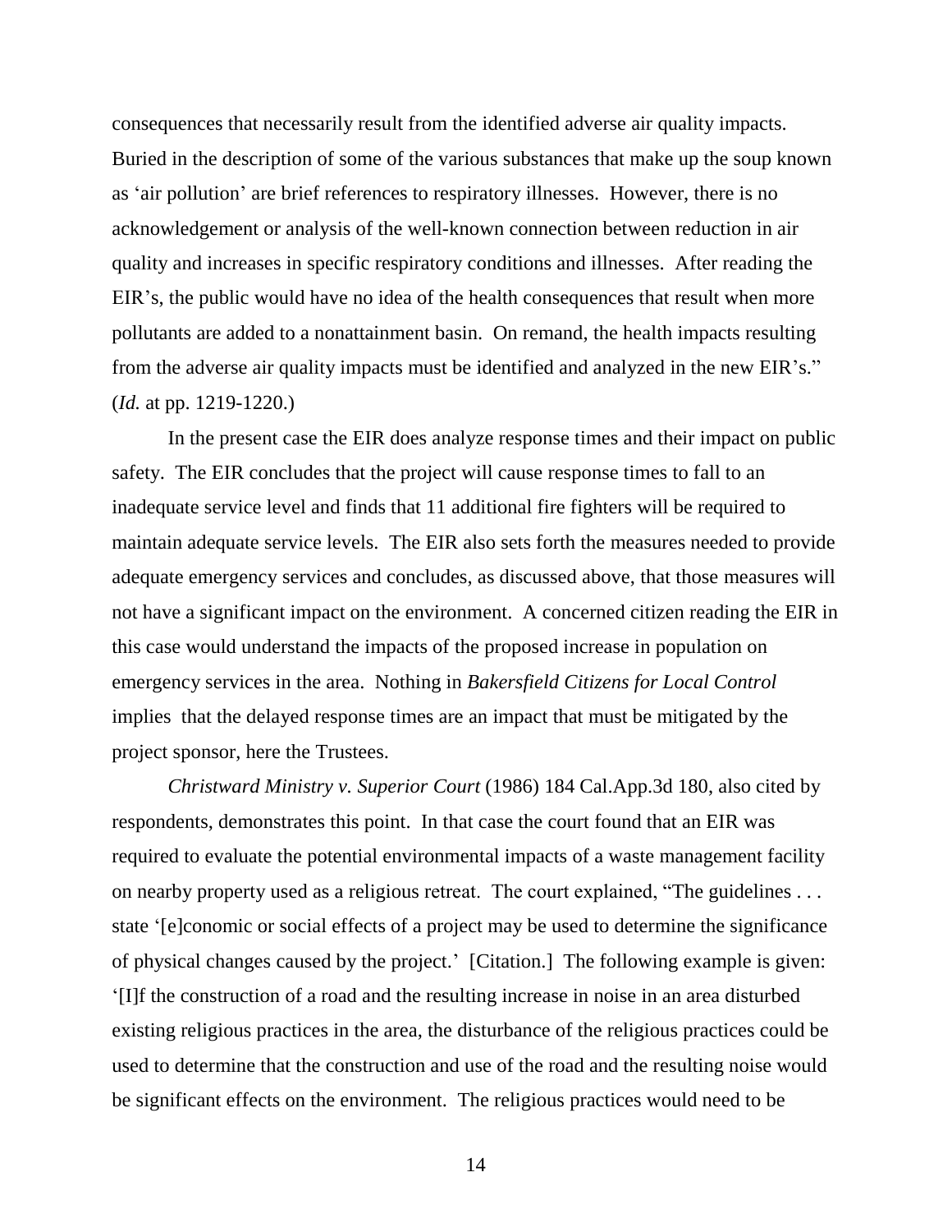consequences that necessarily result from the identified adverse air quality impacts. Buried in the description of some of the various substances that make up the soup known as 'air pollution' are brief references to respiratory illnesses. However, there is no acknowledgement or analysis of the well-known connection between reduction in air quality and increases in specific respiratory conditions and illnesses. After reading the EIR's, the public would have no idea of the health consequences that result when more pollutants are added to a nonattainment basin. On remand, the health impacts resulting from the adverse air quality impacts must be identified and analyzed in the new EIR's." (*Id.* at pp. 1219-1220.)

In the present case the EIR does analyze response times and their impact on public safety. The EIR concludes that the project will cause response times to fall to an inadequate service level and finds that 11 additional fire fighters will be required to maintain adequate service levels. The EIR also sets forth the measures needed to provide adequate emergency services and concludes, as discussed above, that those measures will not have a significant impact on the environment. A concerned citizen reading the EIR in this case would understand the impacts of the proposed increase in population on emergency services in the area. Nothing in *Bakersfield Citizens for Local Control* implies that the delayed response times are an impact that must be mitigated by the project sponsor, here the Trustees.

*Christward Ministry v. Superior Court* (1986) 184 Cal.App.3d 180, also cited by respondents, demonstrates this point. In that case the court found that an EIR was required to evaluate the potential environmental impacts of a waste management facility on nearby property used as a religious retreat. The court explained, "The guidelines . . . state '[e]conomic or social effects of a project may be used to determine the significance of physical changes caused by the project.' [Citation.] The following example is given: '[I]f the construction of a road and the resulting increase in noise in an area disturbed existing religious practices in the area, the disturbance of the religious practices could be used to determine that the construction and use of the road and the resulting noise would be significant effects on the environment. The religious practices would need to be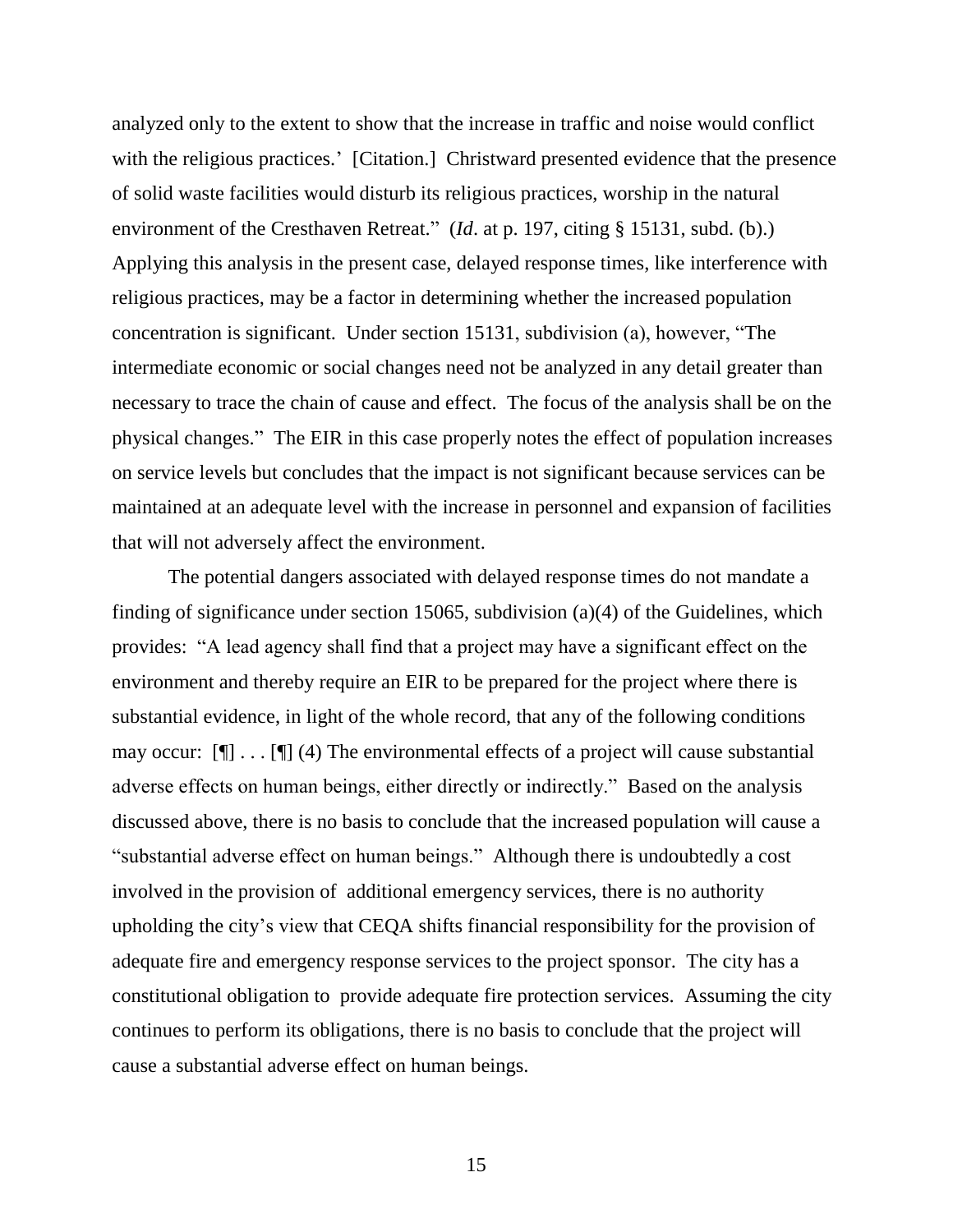analyzed only to the extent to show that the increase in traffic and noise would conflict with the religious practices.' [Citation.] Christward presented evidence that the presence of solid waste facilities would disturb its religious practices, worship in the natural environment of the Cresthaven Retreat." (*Id*. at p. 197, citing § 15131, subd. (b).) Applying this analysis in the present case, delayed response times, like interference with religious practices, may be a factor in determining whether the increased population concentration is significant. Under section 15131, subdivision (a), however, "The intermediate economic or social changes need not be analyzed in any detail greater than necessary to trace the chain of cause and effect. The focus of the analysis shall be on the physical changes." The EIR in this case properly notes the effect of population increases on service levels but concludes that the impact is not significant because services can be maintained at an adequate level with the increase in personnel and expansion of facilities that will not adversely affect the environment.

The potential dangers associated with delayed response times do not mandate a finding of significance under section 15065, subdivision (a)(4) of the Guidelines, which provides: "A lead agency shall find that a project may have a significant effect on the environment and thereby require an EIR to be prepared for the project where there is substantial evidence, in light of the whole record, that any of the following conditions may occur: [¶] . . . [¶] (4) The environmental effects of a project will cause substantial adverse effects on human beings, either directly or indirectly." Based on the analysis discussed above, there is no basis to conclude that the increased population will cause a "substantial adverse effect on human beings." Although there is undoubtedly a cost involved in the provision of additional emergency services, there is no authority upholding the city's view that CEQA shifts financial responsibility for the provision of adequate fire and emergency response services to the project sponsor. The city has a constitutional obligation to provide adequate fire protection services. Assuming the city continues to perform its obligations, there is no basis to conclude that the project will cause a substantial adverse effect on human beings.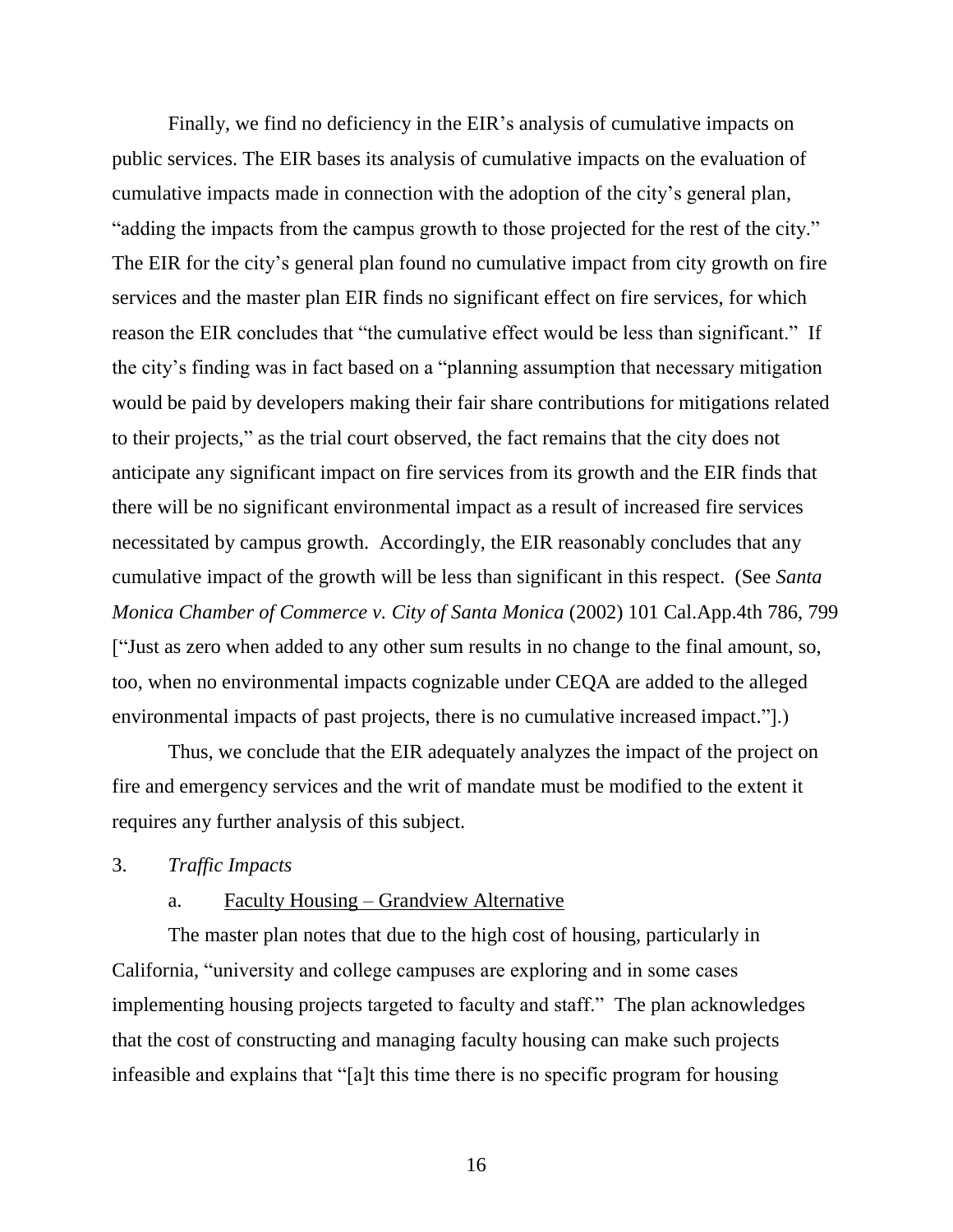Finally, we find no deficiency in the EIR's analysis of cumulative impacts on public services. The EIR bases its analysis of cumulative impacts on the evaluation of cumulative impacts made in connection with the adoption of the city's general plan, "adding the impacts from the campus growth to those projected for the rest of the city." The EIR for the city's general plan found no cumulative impact from city growth on fire services and the master plan EIR finds no significant effect on fire services, for which reason the EIR concludes that "the cumulative effect would be less than significant." If the city's finding was in fact based on a "planning assumption that necessary mitigation would be paid by developers making their fair share contributions for mitigations related to their projects," as the trial court observed, the fact remains that the city does not anticipate any significant impact on fire services from its growth and the EIR finds that there will be no significant environmental impact as a result of increased fire services necessitated by campus growth. Accordingly, the EIR reasonably concludes that any cumulative impact of the growth will be less than significant in this respect. (See *Santa Monica Chamber of Commerce v. City of Santa Monica* (2002) 101 Cal.App.4th 786, 799 ["Just as zero when added to any other sum results in no change to the final amount, so, too, when no environmental impacts cognizable under CEQA are added to the alleged environmental impacts of past projects, there is no cumulative increased impact."].)

Thus, we conclude that the EIR adequately analyzes the impact of the project on fire and emergency services and the writ of mandate must be modified to the extent it requires any further analysis of this subject.

3. *Traffic Impacts*

a. <u>Faculty Housing – Grandview Alternative</u>

The master plan notes that due to the high cost of housing, particularly in California, "university and college campuses are exploring and in some cases implementing housing projects targeted to faculty and staff." The plan acknowledges that the cost of constructing and managing faculty housing can make such projects infeasible and explains that "[a]t this time there is no specific program for housing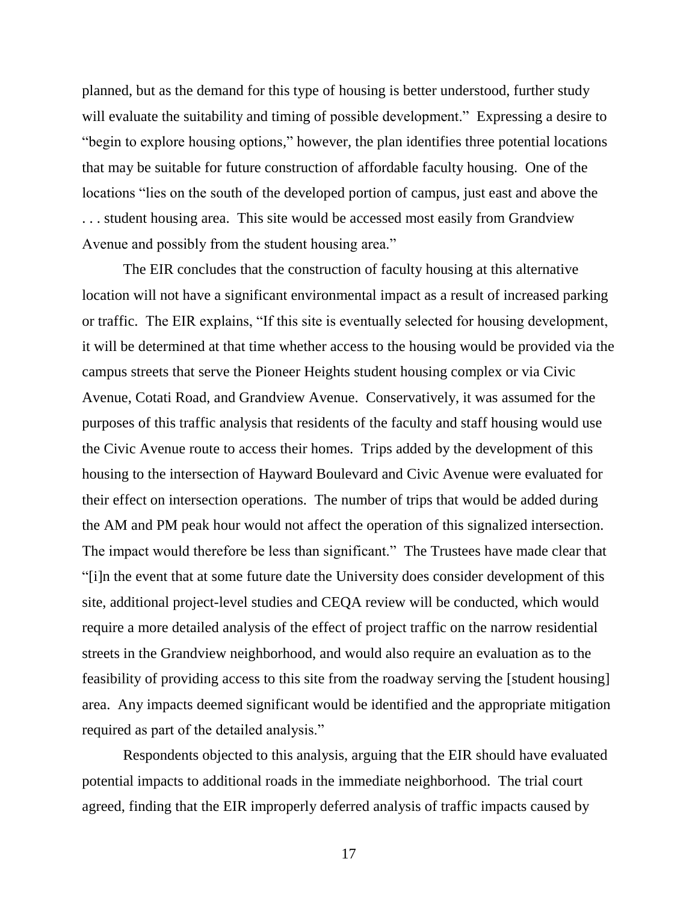planned, but as the demand for this type of housing is better understood, further study will evaluate the suitability and timing of possible development." Expressing a desire to "begin to explore housing options," however, the plan identifies three potential locations that may be suitable for future construction of affordable faculty housing. One of the locations "lies on the south of the developed portion of campus, just east and above the . . . student housing area. This site would be accessed most easily from Grandview Avenue and possibly from the student housing area."

The EIR concludes that the construction of faculty housing at this alternative location will not have a significant environmental impact as a result of increased parking or traffic. The EIR explains, "If this site is eventually selected for housing development, it will be determined at that time whether access to the housing would be provided via the campus streets that serve the Pioneer Heights student housing complex or via Civic Avenue, Cotati Road, and Grandview Avenue. Conservatively, it was assumed for the purposes of this traffic analysis that residents of the faculty and staff housing would use the Civic Avenue route to access their homes. Trips added by the development of this housing to the intersection of Hayward Boulevard and Civic Avenue were evaluated for their effect on intersection operations. The number of trips that would be added during the AM and PM peak hour would not affect the operation of this signalized intersection. The impact would therefore be less than significant." The Trustees have made clear that "[i]n the event that at some future date the University does consider development of this site, additional project-level studies and CEQA review will be conducted, which would require a more detailed analysis of the effect of project traffic on the narrow residential streets in the Grandview neighborhood, and would also require an evaluation as to the feasibility of providing access to this site from the roadway serving the [student housing] area. Any impacts deemed significant would be identified and the appropriate mitigation required as part of the detailed analysis."

Respondents objected to this analysis, arguing that the EIR should have evaluated potential impacts to additional roads in the immediate neighborhood. The trial court agreed, finding that the EIR improperly deferred analysis of traffic impacts caused by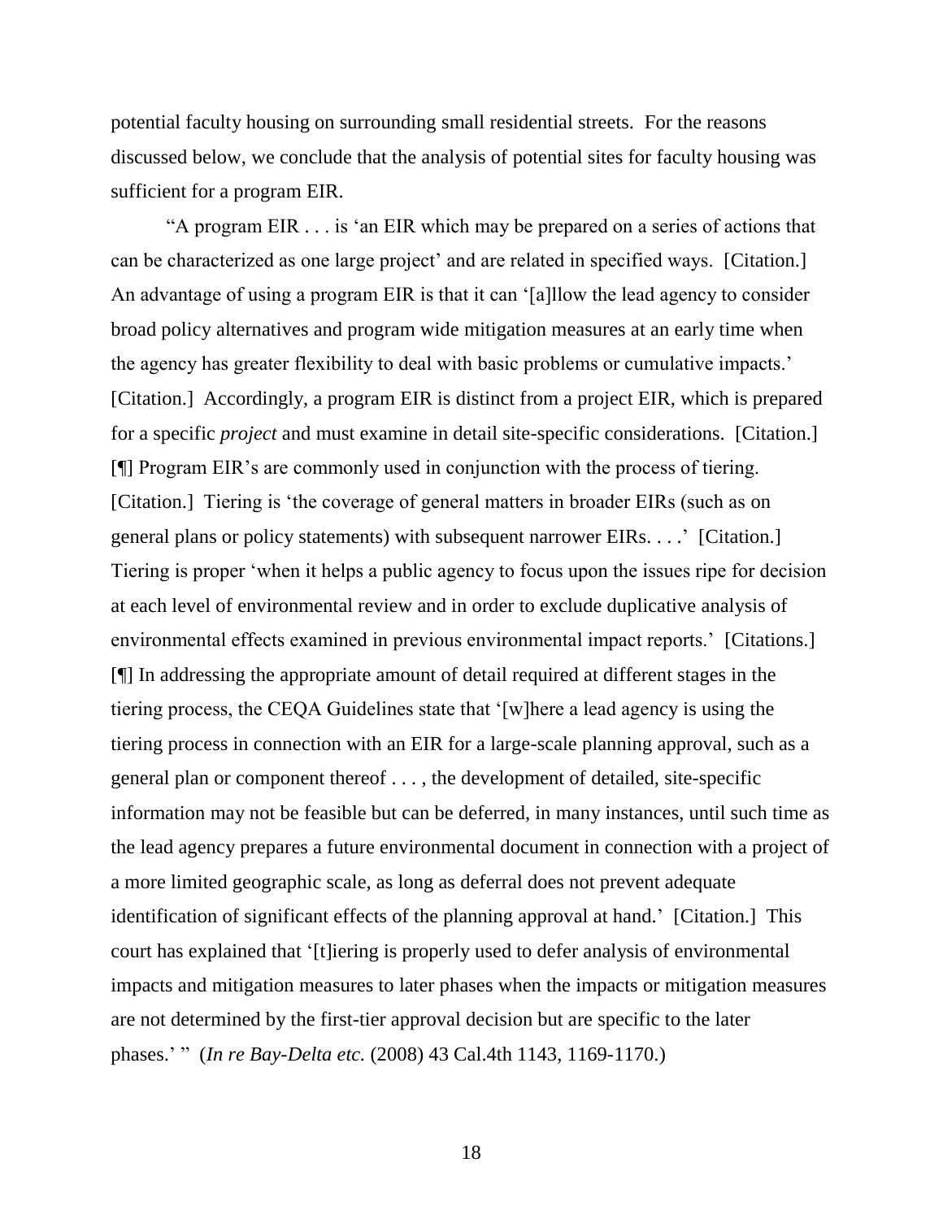potential faculty housing on surrounding small residential streets. For the reasons discussed below, we conclude that the analysis of potential sites for faculty housing was sufficient for a program EIR.

"A program EIR . . . is 'an EIR which may be prepared on a series of actions that can be characterized as one large project' and are related in specified ways. [Citation.] An advantage of using a program EIR is that it can '[a]llow the lead agency to consider broad policy alternatives and program wide mitigation measures at an early time when the agency has greater flexibility to deal with basic problems or cumulative impacts.' [Citation.] Accordingly, a program EIR is distinct from a project EIR, which is prepared for a specific *project* and must examine in detail site-specific considerations. [Citation.] [¶] Program EIR's are commonly used in conjunction with the process of tiering. [Citation.] Tiering is 'the coverage of general matters in broader EIRs (such as on general plans or policy statements) with subsequent narrower EIRs. . . .' [Citation.] Tiering is proper 'when it helps a public agency to focus upon the issues ripe for decision at each level of environmental review and in order to exclude duplicative analysis of environmental effects examined in previous environmental impact reports.' [Citations.] [¶] In addressing the appropriate amount of detail required at different stages in the tiering process, the CEQA Guidelines state that '[w]here a lead agency is using the tiering process in connection with an EIR for a large-scale planning approval, such as a general plan or component thereof . . . , the development of detailed, site-specific information may not be feasible but can be deferred, in many instances, until such time as the lead agency prepares a future environmental document in connection with a project of a more limited geographic scale, as long as deferral does not prevent adequate identification of significant effects of the planning approval at hand.' [Citation.] This court has explained that '[t]iering is properly used to defer analysis of environmental impacts and mitigation measures to later phases when the impacts or mitigation measures are not determined by the first-tier approval decision but are specific to the later phases.' " (*In re Bay-Delta etc.* (2008) 43 Cal.4th 1143, 1169-1170.)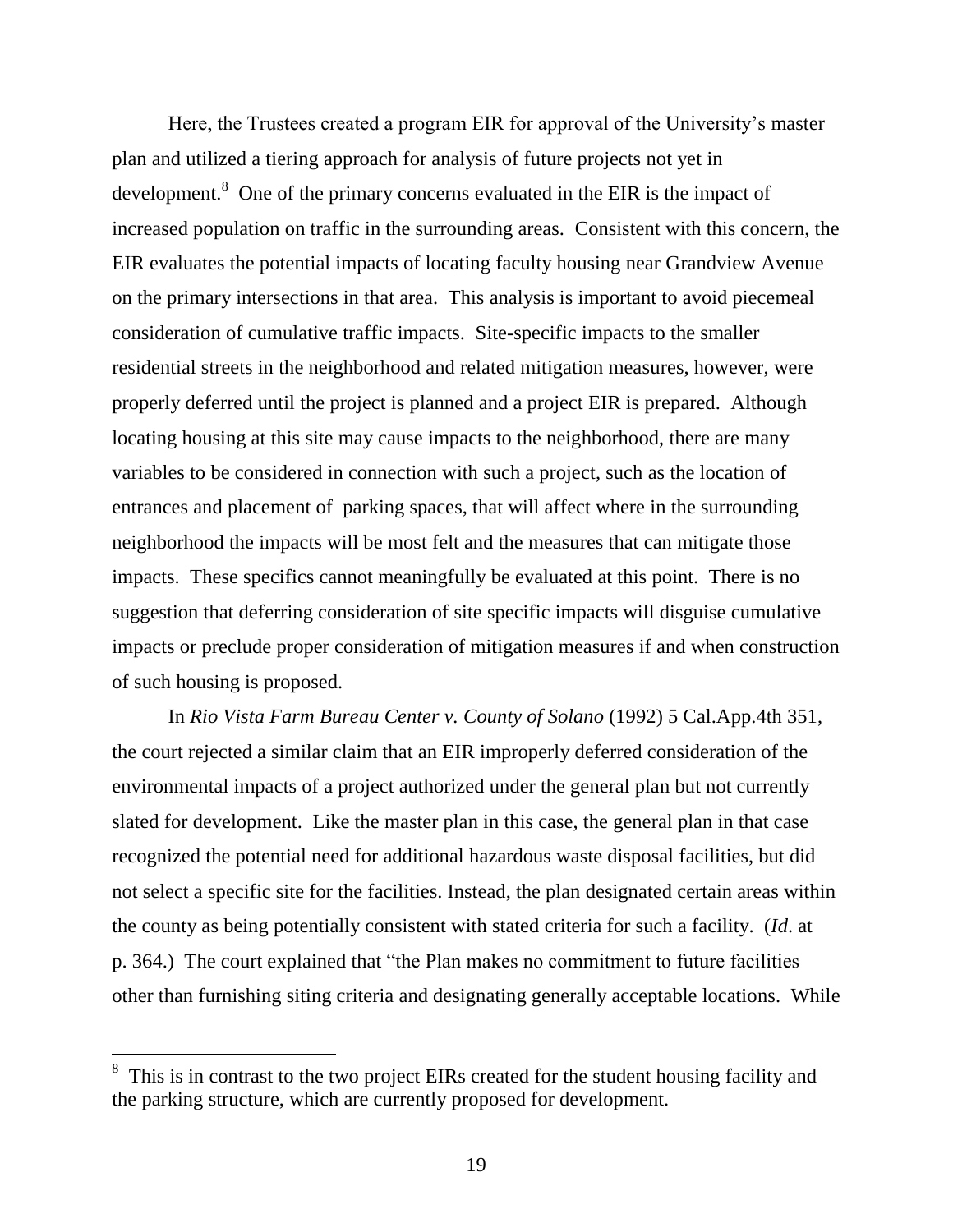Here, the Trustees created a program EIR for approval of the University's master plan and utilized a tiering approach for analysis of future projects not yet in development.[8] One of the primary concerns evaluated in the EIR is the impact of increased population on traffic in the surrounding areas. Consistent with this concern, the EIR evaluates the potential impacts of locating faculty housing near Grandview Avenue on the primary intersections in that area. This analysis is important to avoid piecemeal consideration of cumulative traffic impacts. Site-specific impacts to the smaller residential streets in the neighborhood and related mitigation measures, however, were properly deferred until the project is planned and a project EIR is prepared. Although locating housing at this site may cause impacts to the neighborhood, there are many variables to be considered in connection with such a project, such as the location of entrances and placement of parking spaces, that will affect where in the surrounding neighborhood the impacts will be most felt and the measures that can mitigate those impacts. These specifics cannot meaningfully be evaluated at this point. There is no suggestion that deferring consideration of site specific impacts will disguise cumulative impacts or preclude proper consideration of mitigation measures if and when construction of such housing is proposed.

In *Rio Vista Farm Bureau Center v. County of Solano* (1992) 5 Cal.App.4th 351, the court rejected a similar claim that an EIR improperly deferred consideration of the environmental impacts of a project authorized under the general plan but not currently slated for development. Like the master plan in this case, the general plan in that case recognized the potential need for additional hazardous waste disposal facilities, but did not select a specific site for the facilities. Instead, the plan designated certain areas within the county as being potentially consistent with stated criteria for such a facility. (*Id*. at p. 364.) The court explained that "the Plan makes no commitment to future facilities other than furnishing siting criteria and designating generally acceptable locations. While

---

[8] This is in contrast to the two project EIRs created for the student housing facility and the parking structure, which are currently proposed for development.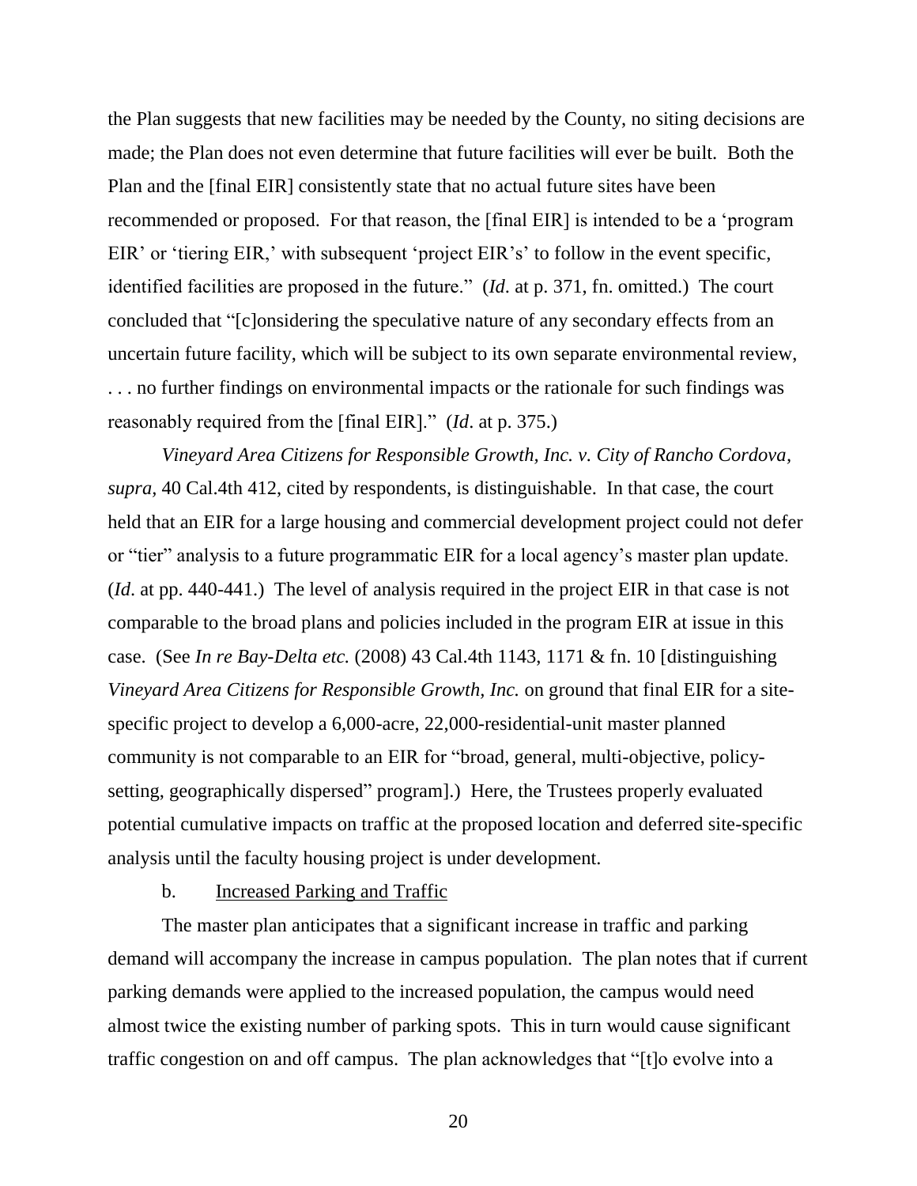the Plan suggests that new facilities may be needed by the County, no siting decisions are made; the Plan does not even determine that future facilities will ever be built. Both the Plan and the [final EIR] consistently state that no actual future sites have been recommended or proposed. For that reason, the [final EIR] is intended to be a 'program EIR' or 'tiering EIR,' with subsequent 'project EIR's' to follow in the event specific, identified facilities are proposed in the future." (*Id*. at p. 371, fn. omitted.) The court concluded that "[c]onsidering the speculative nature of any secondary effects from an uncertain future facility, which will be subject to its own separate environmental review, . . . no further findings on environmental impacts or the rationale for such findings was reasonably required from the [final EIR]." (*Id*. at p. 375.)

*Vineyard Area Citizens for Responsible Growth, Inc. v. City of Rancho Cordova, supra,* 40 Cal.4th 412, cited by respondents, is distinguishable. In that case, the court held that an EIR for a large housing and commercial development project could not defer or "tier" analysis to a future programmatic EIR for a local agency's master plan update. (*Id*. at pp. 440-441.) The level of analysis required in the project EIR in that case is not comparable to the broad plans and policies included in the program EIR at issue in this case. (See *In re Bay-Delta etc.* (2008) 43 Cal.4th 1143, 1171 & fn. 10 [distinguishing *Vineyard Area Citizens for Responsible Growth, Inc.* on ground that final EIR for a site-specific project to develop a 6,000-acre, 22,000-residential-unit master planned community is not comparable to an EIR for "broad, general, multi-objective, policy-setting, geographically dispersed" program].) Here, the Trustees properly evaluated potential cumulative impacts on traffic at the proposed location and deferred site-specific analysis until the faculty housing project is under development.

b. Increased Parking and Traffic

The master plan anticipates that a significant increase in traffic and parking demand will accompany the increase in campus population. The plan notes that if current parking demands were applied to the increased population, the campus would need almost twice the existing number of parking spots. This in turn would cause significant traffic congestion on and off campus. The plan acknowledges that "[t]o evolve into a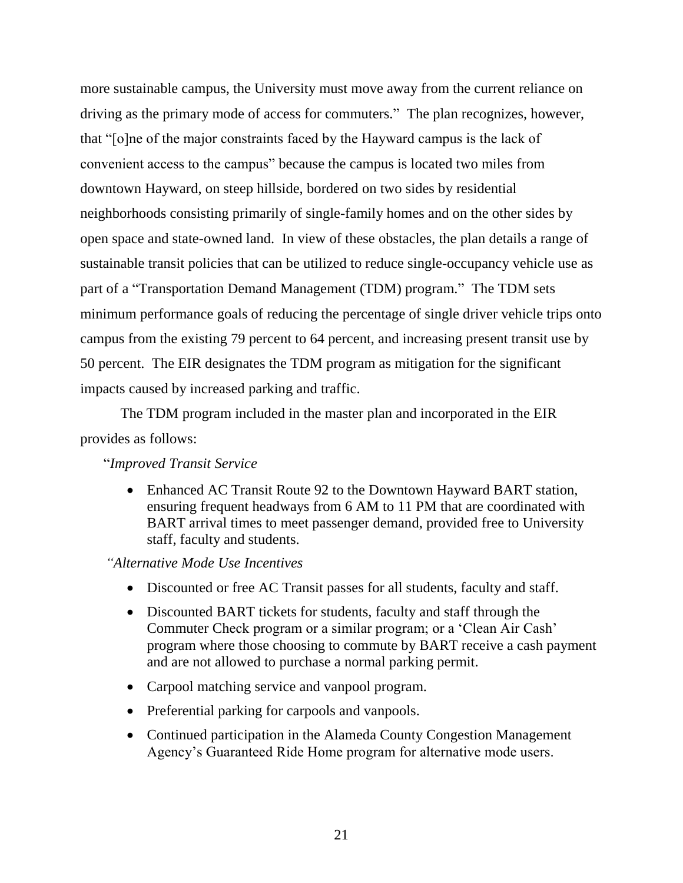more sustainable campus, the University must move away from the current reliance on driving as the primary mode of access for commuters." The plan recognizes, however, that "[o]ne of the major constraints faced by the Hayward campus is the lack of convenient access to the campus" because the campus is located two miles from downtown Hayward, on steep hillside, bordered on two sides by residential neighborhoods consisting primarily of single-family homes and on the other sides by open space and state-owned land. In view of these obstacles, the plan details a range of sustainable transit policies that can be utilized to reduce single-occupancy vehicle use as part of a "Transportation Demand Management (TDM) program." The TDM sets minimum performance goals of reducing the percentage of single driver vehicle trips onto campus from the existing 79 percent to 64 percent, and increasing present transit use by 50 percent. The EIR designates the TDM program as mitigation for the significant impacts caused by increased parking and traffic.

The TDM program included in the master plan and incorporated in the EIR provides as follows:

"*Improved Transit Service*

- Enhanced AC Transit Route 92 to the Downtown Hayward BART station, ensuring frequent headways from 6 AM to 11 PM that are coordinated with BART arrival times to meet passenger demand, provided free to University staff, faculty and students.

*"Alternative Mode Use Incentives*

- Discounted or free AC Transit passes for all students, faculty and staff.
- Discounted BART tickets for students, faculty and staff through the Commuter Check program or a similar program; or a 'Clean Air Cash' program where those choosing to commute by BART receive a cash payment and are not allowed to purchase a normal parking permit.
- Carpool matching service and vanpool program.
- Preferential parking for carpools and vanpools.
- Continued participation in the Alameda County Congestion Management Agency's Guaranteed Ride Home program for alternative mode users.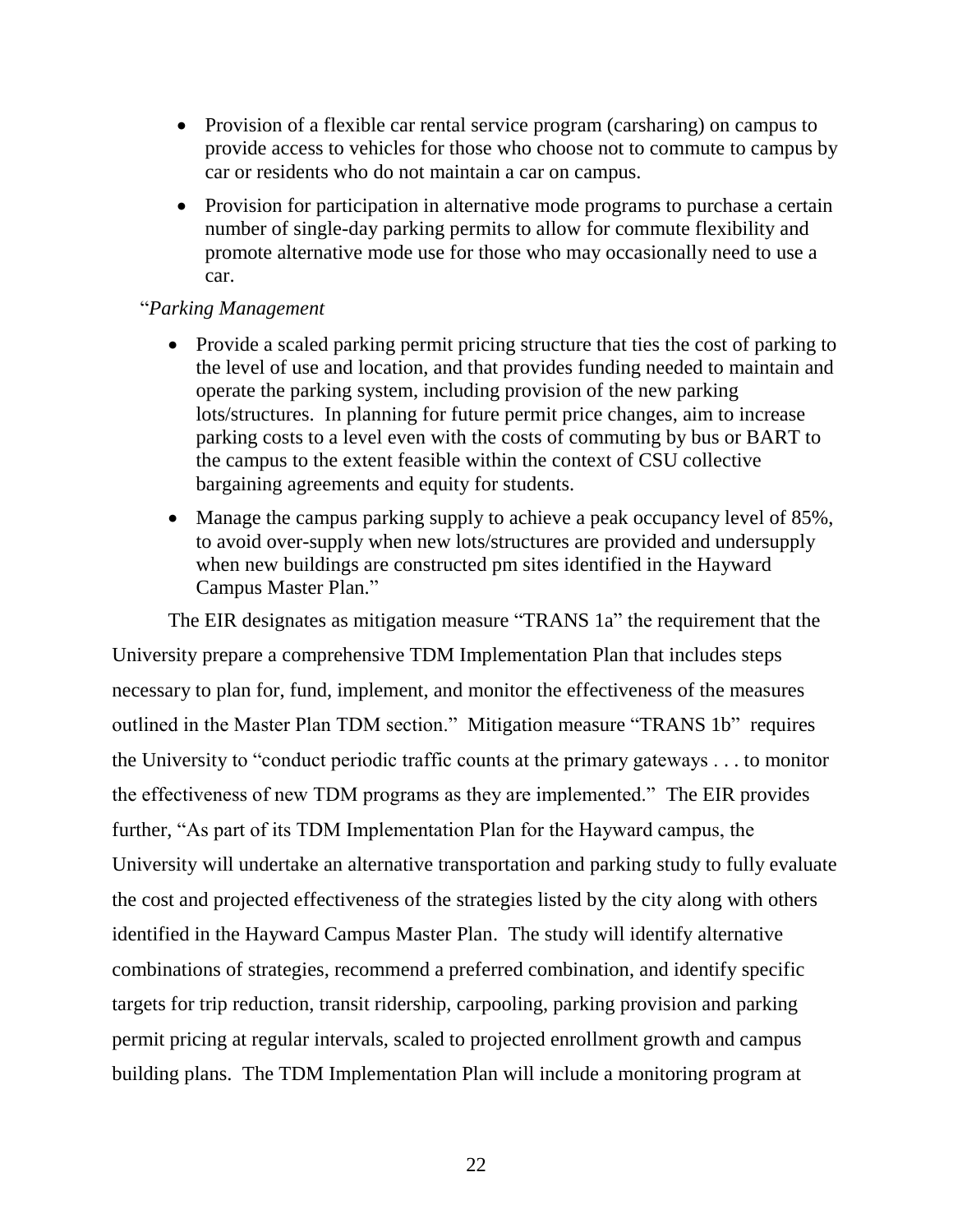- Provision of a flexible car rental service program (carsharing) on campus to provide access to vehicles for those who choose not to commute to campus by car or residents who do not maintain a car on campus.
- Provision for participation in alternative mode programs to purchase a certain number of single-day parking permits to allow for commute flexibility and promote alternative mode use for those who may occasionally need to use a car.

"*Parking Management*

- Provide a scaled parking permit pricing structure that ties the cost of parking to the level of use and location, and that provides funding needed to maintain and operate the parking system, including provision of the new parking lots/structures. In planning for future permit price changes, aim to increase parking costs to a level even with the costs of commuting by bus or BART to the campus to the extent feasible within the context of CSU collective bargaining agreements and equity for students.
- Manage the campus parking supply to achieve a peak occupancy level of 85%, to avoid over-supply when new lots/structures are provided and undersupply when new buildings are constructed pm sites identified in the Hayward Campus Master Plan."

The EIR designates as mitigation measure "TRANS 1a" the requirement that the University prepare a comprehensive TDM Implementation Plan that includes steps necessary to plan for, fund, implement, and monitor the effectiveness of the measures outlined in the Master Plan TDM section." Mitigation measure "TRANS 1b" requires the University to "conduct periodic traffic counts at the primary gateways . . . to monitor the effectiveness of new TDM programs as they are implemented." The EIR provides further, "As part of its TDM Implementation Plan for the Hayward campus, the University will undertake an alternative transportation and parking study to fully evaluate the cost and projected effectiveness of the strategies listed by the city along with others identified in the Hayward Campus Master Plan. The study will identify alternative combinations of strategies, recommend a preferred combination, and identify specific targets for trip reduction, transit ridership, carpooling, parking provision and parking permit pricing at regular intervals, scaled to projected enrollment growth and campus building plans. The TDM Implementation Plan will include a monitoring program at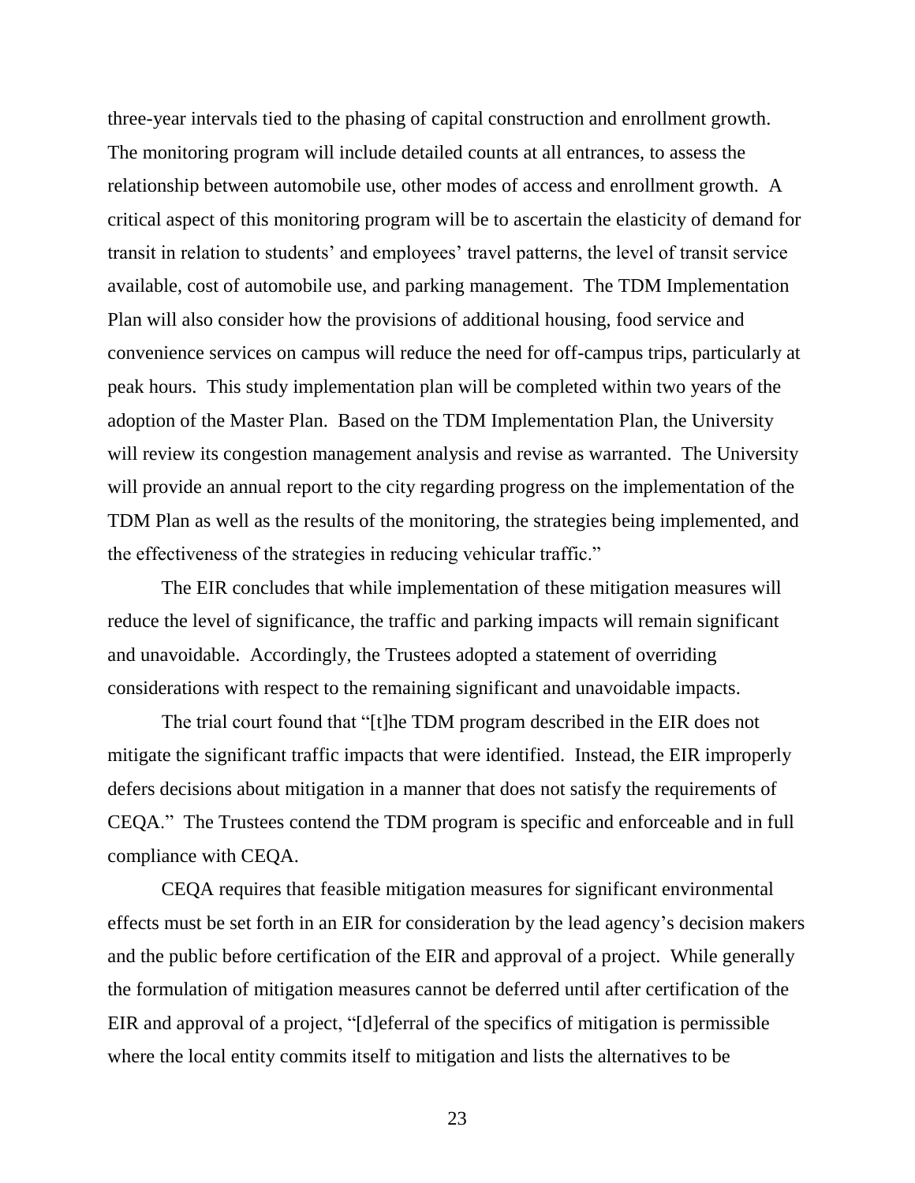three-year intervals tied to the phasing of capital construction and enrollment growth. The monitoring program will include detailed counts at all entrances, to assess the relationship between automobile use, other modes of access and enrollment growth. A critical aspect of this monitoring program will be to ascertain the elasticity of demand for transit in relation to students' and employees' travel patterns, the level of transit service available, cost of automobile use, and parking management. The TDM Implementation Plan will also consider how the provisions of additional housing, food service and convenience services on campus will reduce the need for off-campus trips, particularly at peak hours. This study implementation plan will be completed within two years of the adoption of the Master Plan. Based on the TDM Implementation Plan, the University will review its congestion management analysis and revise as warranted. The University will provide an annual report to the city regarding progress on the implementation of the TDM Plan as well as the results of the monitoring, the strategies being implemented, and the effectiveness of the strategies in reducing vehicular traffic."

The EIR concludes that while implementation of these mitigation measures will reduce the level of significance, the traffic and parking impacts will remain significant and unavoidable. Accordingly, the Trustees adopted a statement of overriding considerations with respect to the remaining significant and unavoidable impacts.

The trial court found that "[t]he TDM program described in the EIR does not mitigate the significant traffic impacts that were identified. Instead, the EIR improperly defers decisions about mitigation in a manner that does not satisfy the requirements of CEQA." The Trustees contend the TDM program is specific and enforceable and in full compliance with CEQA.

CEQA requires that feasible mitigation measures for significant environmental effects must be set forth in an EIR for consideration by the lead agency's decision makers and the public before certification of the EIR and approval of a project. While generally the formulation of mitigation measures cannot be deferred until after certification of the EIR and approval of a project, "[d]eferral of the specifics of mitigation is permissible where the local entity commits itself to mitigation and lists the alternatives to be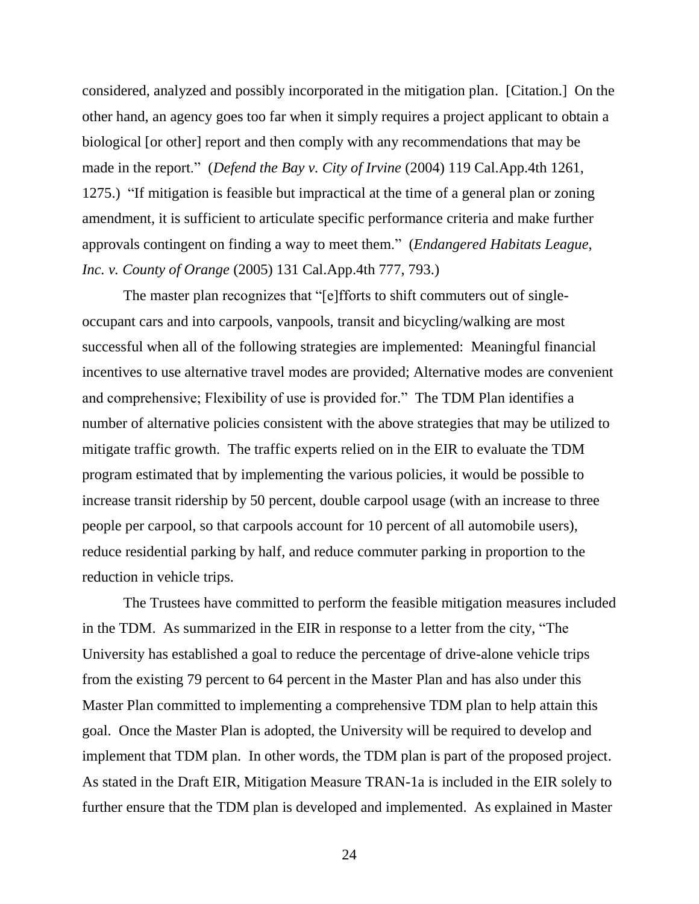considered, analyzed and possibly incorporated in the mitigation plan. [Citation.] On the other hand, an agency goes too far when it simply requires a project applicant to obtain a biological [or other] report and then comply with any recommendations that may be made in the report." (*Defend the Bay v. City of Irvine* (2004) 119 Cal.App.4th 1261, 1275.) "If mitigation is feasible but impractical at the time of a general plan or zoning amendment, it is sufficient to articulate specific performance criteria and make further approvals contingent on finding a way to meet them." (*Endangered Habitats League, Inc. v. County of Orange* (2005) 131 Cal.App.4th 777, 793.)

The master plan recognizes that "[e]fforts to shift commuters out of single-occupant cars and into carpools, vanpools, transit and bicycling/walking are most successful when all of the following strategies are implemented: Meaningful financial incentives to use alternative travel modes are provided; Alternative modes are convenient and comprehensive; Flexibility of use is provided for." The TDM Plan identifies a number of alternative policies consistent with the above strategies that may be utilized to mitigate traffic growth. The traffic experts relied on in the EIR to evaluate the TDM program estimated that by implementing the various policies, it would be possible to increase transit ridership by 50 percent, double carpool usage (with an increase to three people per carpool, so that carpools account for 10 percent of all automobile users), reduce residential parking by half, and reduce commuter parking in proportion to the reduction in vehicle trips.

The Trustees have committed to perform the feasible mitigation measures included in the TDM. As summarized in the EIR in response to a letter from the city, "The University has established a goal to reduce the percentage of drive-alone vehicle trips from the existing 79 percent to 64 percent in the Master Plan and has also under this Master Plan committed to implementing a comprehensive TDM plan to help attain this goal. Once the Master Plan is adopted, the University will be required to develop and implement that TDM plan. In other words, the TDM plan is part of the proposed project. As stated in the Draft EIR, Mitigation Measure TRAN-1a is included in the EIR solely to further ensure that the TDM plan is developed and implemented. As explained in Master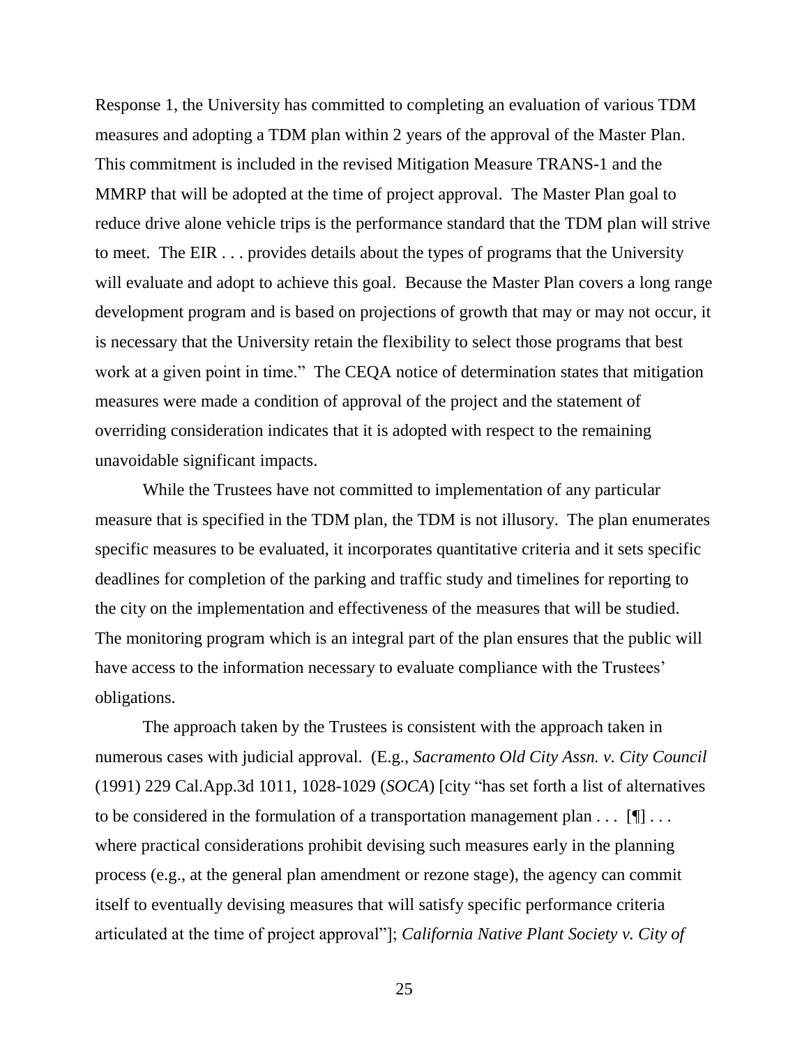Response 1, the University has committed to completing an evaluation of various TDM measures and adopting a TDM plan within 2 years of the approval of the Master Plan. This commitment is included in the revised Mitigation Measure TRANS-1 and the MMRP that will be adopted at the time of project approval. The Master Plan goal to reduce drive alone vehicle trips is the performance standard that the TDM plan will strive to meet. The EIR . . . provides details about the types of programs that the University will evaluate and adopt to achieve this goal. Because the Master Plan covers a long range development program and is based on projections of growth that may or may not occur, it is necessary that the University retain the flexibility to select those programs that best work at a given point in time." The CEQA notice of determination states that mitigation measures were made a condition of approval of the project and the statement of overriding consideration indicates that it is adopted with respect to the remaining unavoidable significant impacts.

While the Trustees have not committed to implementation of any particular measure that is specified in the TDM plan, the TDM is not illusory. The plan enumerates specific measures to be evaluated, it incorporates quantitative criteria and it sets specific deadlines for completion of the parking and traffic study and timelines for reporting to the city on the implementation and effectiveness of the measures that will be studied. The monitoring program which is an integral part of the plan ensures that the public will have access to the information necessary to evaluate compliance with the Trustees' obligations.

The approach taken by the Trustees is consistent with the approach taken in numerous cases with judicial approval. (E.g., *Sacramento Old City Assn. v. City Council* (1991) 229 Cal.App.3d 1011, 1028-1029 (*SOCA*) [city "has set forth a list of alternatives to be considered in the formulation of a transportation management plan . . . [¶] . . . where practical considerations prohibit devising such measures early in the planning process (e.g., at the general plan amendment or rezone stage), the agency can commit itself to eventually devising measures that will satisfy specific performance criteria articulated at the time of project approval"]; *California Native Plant Society v. City of*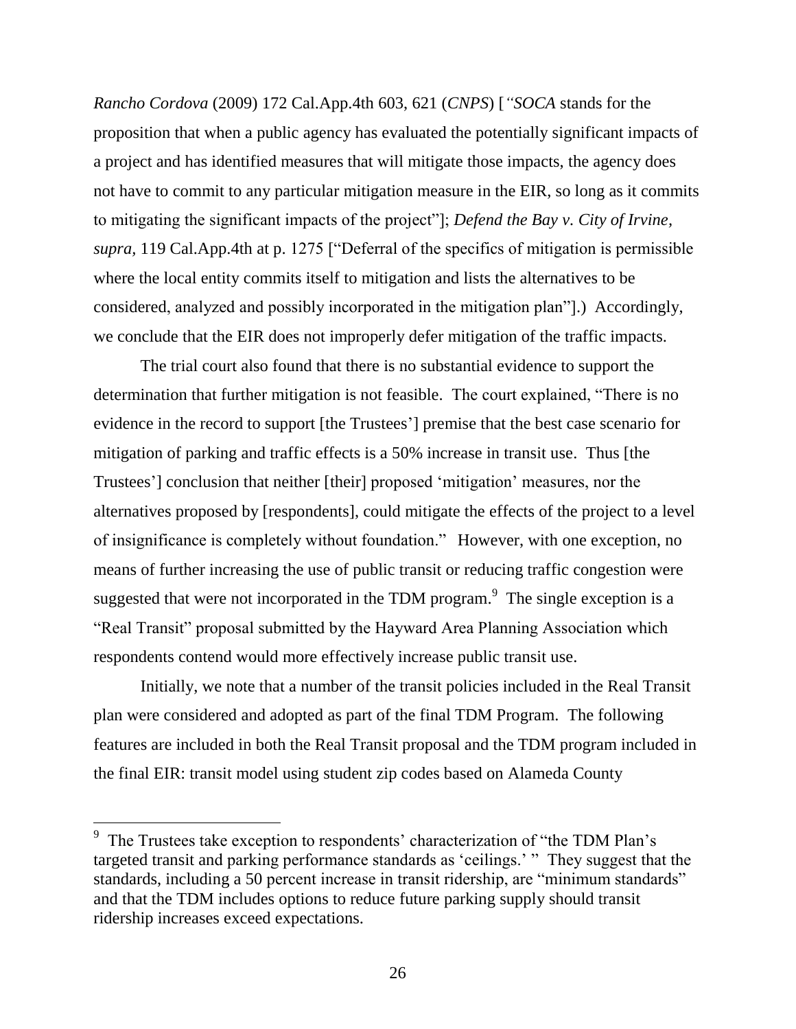*Rancho Cordova* (2009) 172 Cal.App.4th 603, 621 (*CNPS*) [*"SOCA* stands for the proposition that when a public agency has evaluated the potentially significant impacts of a project and has identified measures that will mitigate those impacts, the agency does not have to commit to any particular mitigation measure in the EIR, so long as it commits to mitigating the significant impacts of the project"]; *Defend the Bay v. City of Irvine, supra,* 119 Cal.App.4th at p. 1275 ["Deferral of the specifics of mitigation is permissible where the local entity commits itself to mitigation and lists the alternatives to be considered, analyzed and possibly incorporated in the mitigation plan"].) Accordingly, we conclude that the EIR does not improperly defer mitigation of the traffic impacts.

The trial court also found that there is no substantial evidence to support the determination that further mitigation is not feasible. The court explained, "There is no evidence in the record to support [the Trustees'] premise that the best case scenario for mitigation of parking and traffic effects is a 50% increase in transit use. Thus [the Trustees'] conclusion that neither [their] proposed 'mitigation' measures, nor the alternatives proposed by [respondents], could mitigate the effects of the project to a level of insignificance is completely without foundation." However, with one exception, no means of further increasing the use of public transit or reducing traffic congestion were suggested that were not incorporated in the TDM program.[9] The single exception is a "Real Transit" proposal submitted by the Hayward Area Planning Association which respondents contend would more effectively increase public transit use.

Initially, we note that a number of the transit policies included in the Real Transit plan were considered and adopted as part of the final TDM Program. The following features are included in both the Real Transit proposal and the TDM program included in the final EIR: transit model using student zip codes based on Alameda County

---

[9] The Trustees take exception to respondents' characterization of "the TDM Plan's targeted transit and parking performance standards as 'ceilings.' " They suggest that the standards, including a 50 percent increase in transit ridership, are "minimum standards" and that the TDM includes options to reduce future parking supply should transit ridership increases exceed expectations.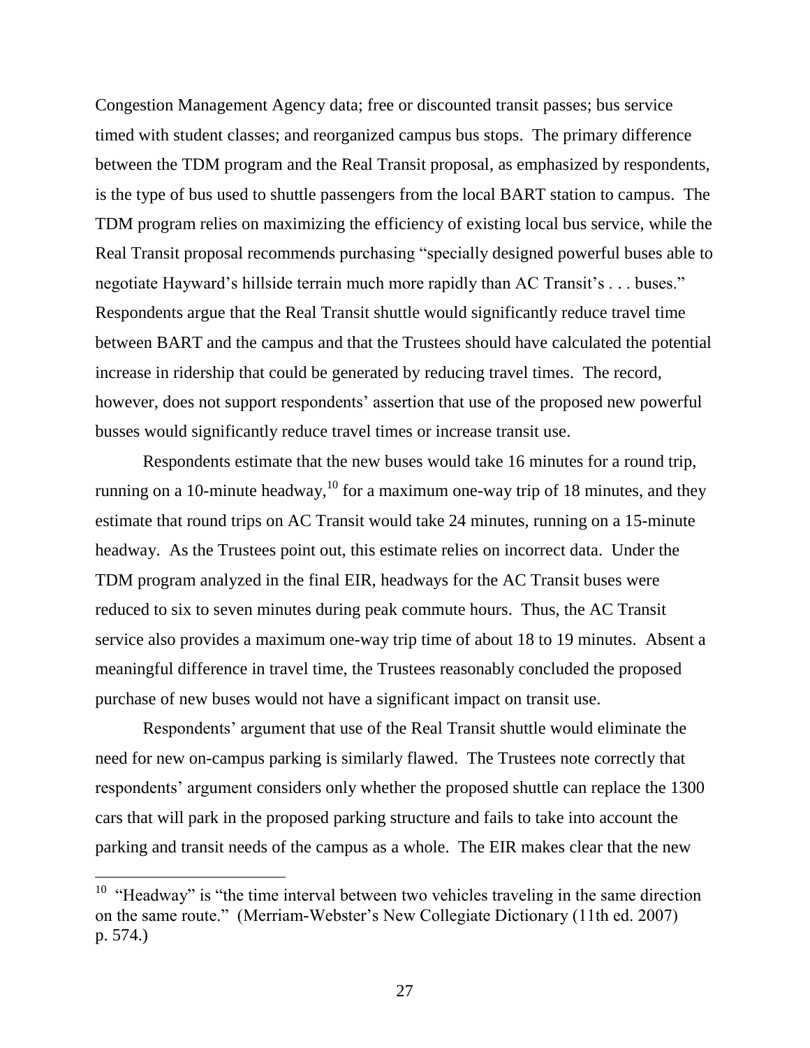Congestion Management Agency data; free or discounted transit passes; bus service timed with student classes; and reorganized campus bus stops. The primary difference between the TDM program and the Real Transit proposal, as emphasized by respondents, is the type of bus used to shuttle passengers from the local BART station to campus. The TDM program relies on maximizing the efficiency of existing local bus service, while the Real Transit proposal recommends purchasing "specially designed powerful buses able to negotiate Hayward's hillside terrain much more rapidly than AC Transit's . . . buses." Respondents argue that the Real Transit shuttle would significantly reduce travel time between BART and the campus and that the Trustees should have calculated the potential increase in ridership that could be generated by reducing travel times. The record, however, does not support respondents' assertion that use of the proposed new powerful busses would significantly reduce travel times or increase transit use.

Respondents estimate that the new buses would take 16 minutes for a round trip, running on a 10-minute headway,[10] for a maximum one-way trip of 18 minutes, and they estimate that round trips on AC Transit would take 24 minutes, running on a 15-minute headway. As the Trustees point out, this estimate relies on incorrect data. Under the TDM program analyzed in the final EIR, headways for the AC Transit buses were reduced to six to seven minutes during peak commute hours. Thus, the AC Transit service also provides a maximum one-way trip time of about 18 to 19 minutes. Absent a meaningful difference in travel time, the Trustees reasonably concluded the proposed purchase of new buses would not have a significant impact on transit use.

Respondents' argument that use of the Real Transit shuttle would eliminate the need for new on-campus parking is similarly flawed. The Trustees note correctly that respondents' argument considers only whether the proposed shuttle can replace the 1300 cars that will park in the proposed parking structure and fails to take into account the parking and transit needs of the campus as a whole. The EIR makes clear that the new

---

[10] "Headway" is "the time interval between two vehicles traveling in the same direction on the same route." (Merriam-Webster's New Collegiate Dictionary (11th ed. 2007) p. 574.)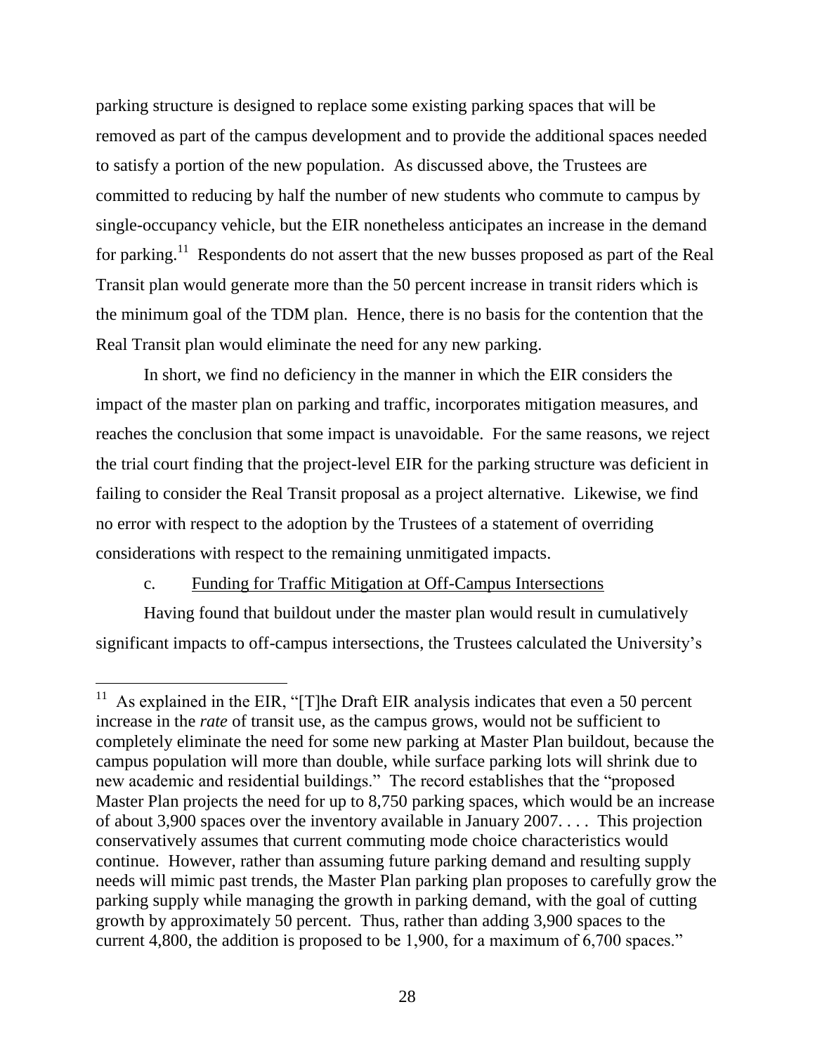parking structure is designed to replace some existing parking spaces that will be removed as part of the campus development and to provide the additional spaces needed to satisfy a portion of the new population. As discussed above, the Trustees are committed to reducing by half the number of new students who commute to campus by single-occupancy vehicle, but the EIR nonetheless anticipates an increase in the demand for parking.[11] Respondents do not assert that the new busses proposed as part of the Real Transit plan would generate more than the 50 percent increase in transit riders which is the minimum goal of the TDM plan. Hence, there is no basis for the contention that the Real Transit plan would eliminate the need for any new parking.

In short, we find no deficiency in the manner in which the EIR considers the impact of the master plan on parking and traffic, incorporates mitigation measures, and reaches the conclusion that some impact is unavoidable. For the same reasons, we reject the trial court finding that the project-level EIR for the parking structure was deficient in failing to consider the Real Transit proposal as a project alternative. Likewise, we find no error with respect to the adoption by the Trustees of a statement of overriding considerations with respect to the remaining unmitigated impacts.

c. Funding for Traffic Mitigation at Off-Campus Intersections

Having found that buildout under the master plan would result in cumulatively significant impacts to off-campus intersections, the Trustees calculated the University's

---

[11] As explained in the EIR, "[T]he Draft EIR analysis indicates that even a 50 percent increase in the *rate* of transit use, as the campus grows, would not be sufficient to completely eliminate the need for some new parking at Master Plan buildout, because the campus population will more than double, while surface parking lots will shrink due to new academic and residential buildings." The record establishes that the "proposed Master Plan projects the need for up to 8,750 parking spaces, which would be an increase of about 3,900 spaces over the inventory available in January 2007. . . . This projection conservatively assumes that current commuting mode choice characteristics would continue. However, rather than assuming future parking demand and resulting supply needs will mimic past trends, the Master Plan parking plan proposes to carefully grow the parking supply while managing the growth in parking demand, with the goal of cutting growth by approximately 50 percent. Thus, rather than adding 3,900 spaces to the current 4,800, the addition is proposed to be 1,900, for a maximum of 6,700 spaces."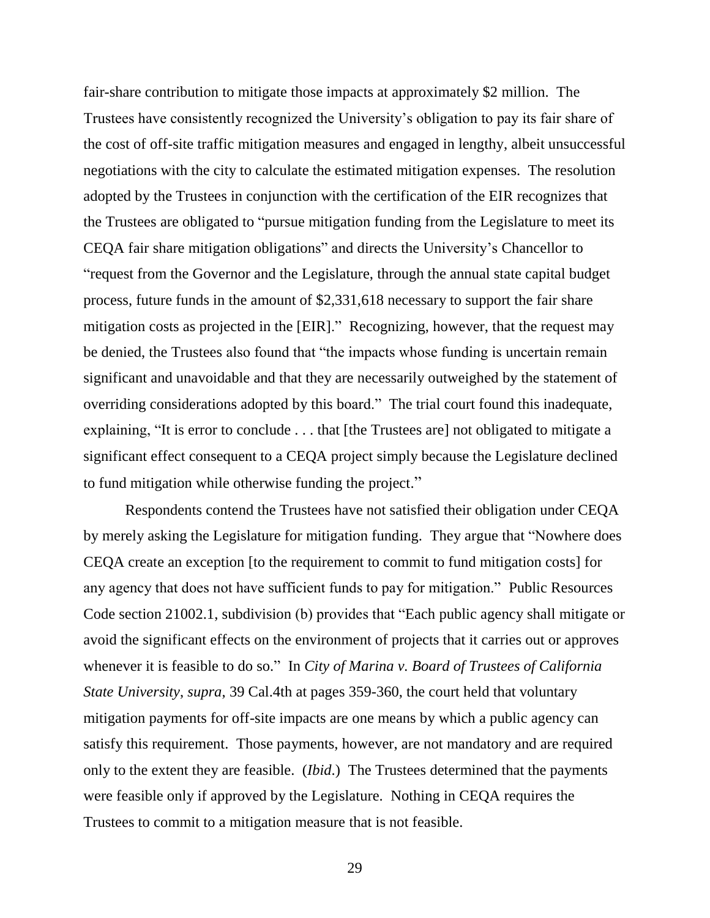fair-share contribution to mitigate those impacts at approximately $2 million. The Trustees have consistently recognized the University's obligation to pay its fair share of the cost of off-site traffic mitigation measures and engaged in lengthy, albeit unsuccessful negotiations with the city to calculate the estimated mitigation expenses. The resolution adopted by the Trustees in conjunction with the certification of the EIR recognizes that the Trustees are obligated to "pursue mitigation funding from the Legislature to meet its CEQA fair share mitigation obligations" and directs the University's Chancellor to "request from the Governor and the Legislature, through the annual state capital budget process, future funds in the amount of $2,331,618 necessary to support the fair share mitigation costs as projected in the [EIR]." Recognizing, however, that the request may be denied, the Trustees also found that "the impacts whose funding is uncertain remain significant and unavoidable and that they are necessarily outweighed by the statement of overriding considerations adopted by this board." The trial court found this inadequate, explaining, "It is error to conclude . . . that [the Trustees are] not obligated to mitigate a significant effect consequent to a CEQA project simply because the Legislature declined to fund mitigation while otherwise funding the project."

Respondents contend the Trustees have not satisfied their obligation under CEQA by merely asking the Legislature for mitigation funding. They argue that "Nowhere does CEQA create an exception [to the requirement to commit to fund mitigation costs] for any agency that does not have sufficient funds to pay for mitigation." Public Resources Code section 21002.1, subdivision (b) provides that "Each public agency shall mitigate or avoid the significant effects on the environment of projects that it carries out or approves whenever it is feasible to do so." In *City of Marina v. Board of Trustees of California State University*, *supra*, 39 Cal.4th at pages 359-360, the court held that voluntary mitigation payments for off-site impacts are one means by which a public agency can satisfy this requirement. Those payments, however, are not mandatory and are required only to the extent they are feasible. (*Ibid*.) The Trustees determined that the payments were feasible only if approved by the Legislature. Nothing in CEQA requires the Trustees to commit to a mitigation measure that is not feasible.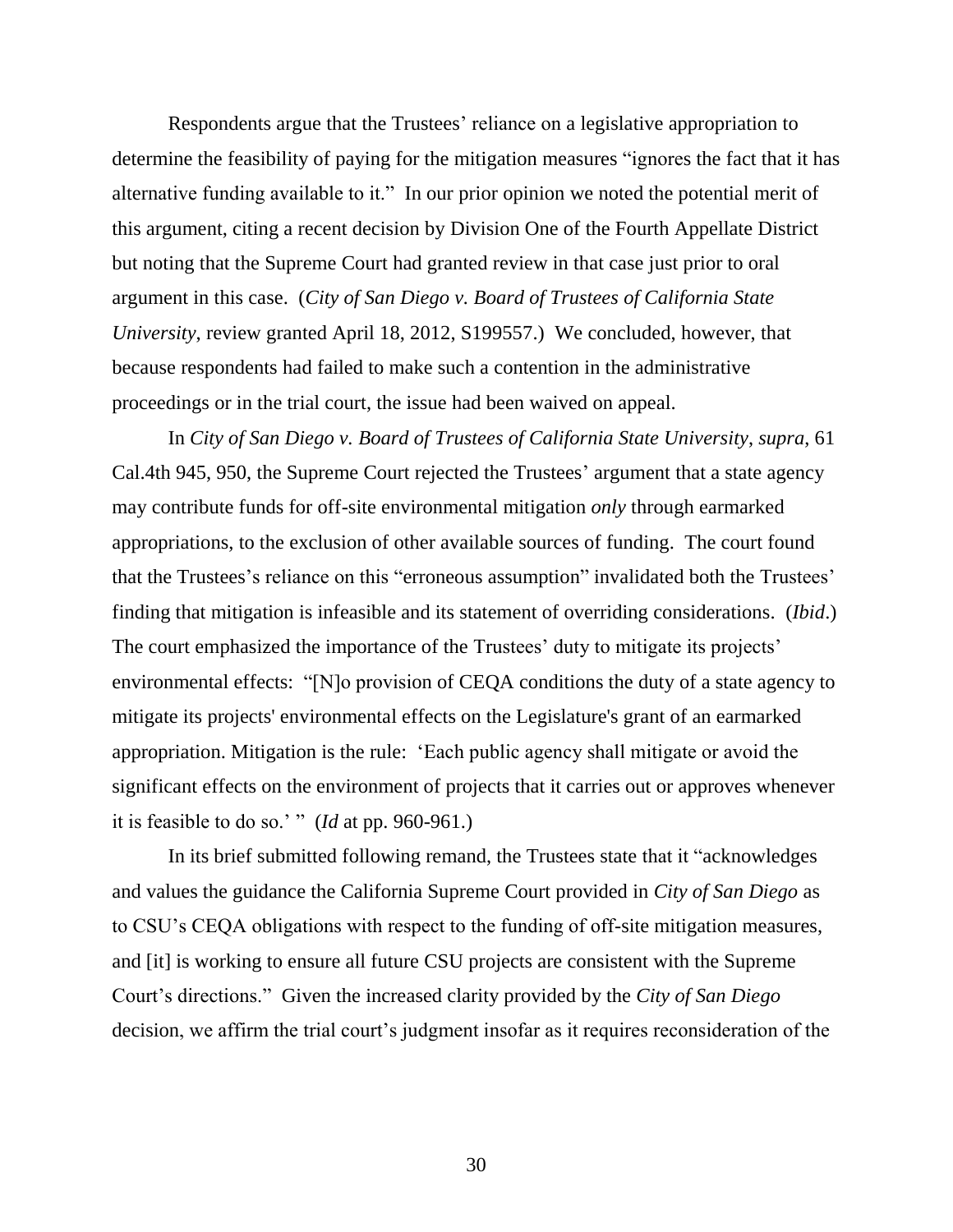Respondents argue that the Trustees' reliance on a legislative appropriation to determine the feasibility of paying for the mitigation measures "ignores the fact that it has alternative funding available to it." In our prior opinion we noted the potential merit of this argument, citing a recent decision by Division One of the Fourth Appellate District but noting that the Supreme Court had granted review in that case just prior to oral argument in this case. (*City of San Diego v. Board of Trustees of California State University*, review granted April 18, 2012, S199557.) We concluded, however, that because respondents had failed to make such a contention in the administrative proceedings or in the trial court, the issue had been waived on appeal.

In *City of San Diego v. Board of Trustees of California State University*, *supra*, 61 Cal.4th 945, 950, the Supreme Court rejected the Trustees' argument that a state agency may contribute funds for off-site environmental mitigation *only* through earmarked appropriations, to the exclusion of other available sources of funding. The court found that the Trustees's reliance on this "erroneous assumption" invalidated both the Trustees' finding that mitigation is infeasible and its statement of overriding considerations. (*Ibid*.) The court emphasized the importance of the Trustees' duty to mitigate its projects' environmental effects: "[N]o provision of CEQA conditions the duty of a state agency to mitigate its projects' environmental effects on the Legislature's grant of an earmarked appropriation. Mitigation is the rule: 'Each public agency shall mitigate or avoid the significant effects on the environment of projects that it carries out or approves whenever it is feasible to do so.' " (*Id* at pp. 960-961.)

In its brief submitted following remand, the Trustees state that it "acknowledges and values the guidance the California Supreme Court provided in *City of San Diego* as to CSU's CEQA obligations with respect to the funding of off-site mitigation measures, and [it] is working to ensure all future CSU projects are consistent with the Supreme Court's directions." Given the increased clarity provided by the *City of San Diego* decision, we affirm the trial court's judgment insofar as it requires reconsideration of the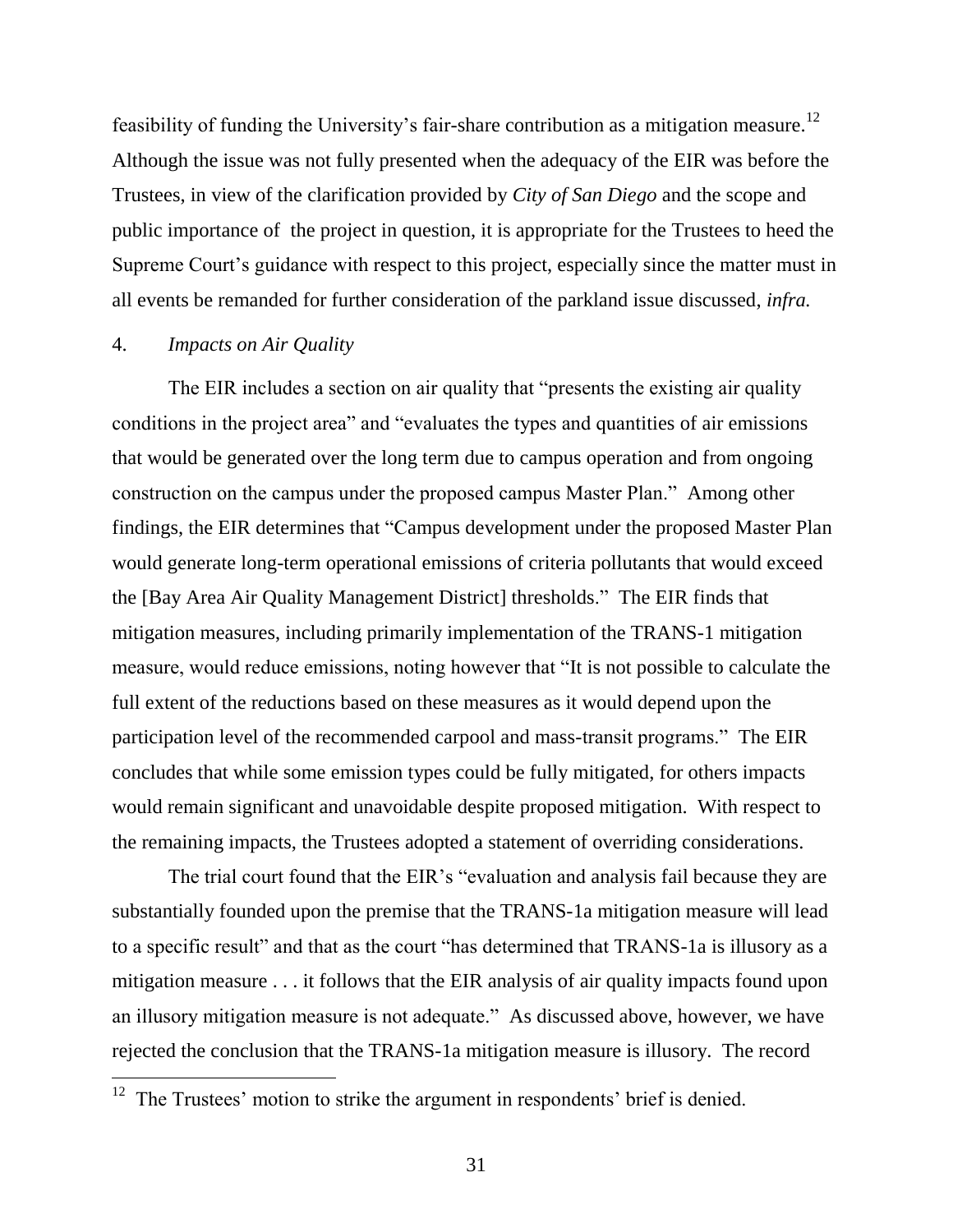feasibility of funding the University's fair-share contribution as a mitigation measure.[12] Although the issue was not fully presented when the adequacy of the EIR was before the Trustees, in view of the clarification provided by *City of San Diego* and the scope and public importance of the project in question, it is appropriate for the Trustees to heed the Supreme Court's guidance with respect to this project, especially since the matter must in all events be remanded for further consideration of the parkland issue discussed, *infra.*

4. *Impacts on Air Quality*

The EIR includes a section on air quality that "presents the existing air quality conditions in the project area" and "evaluates the types and quantities of air emissions that would be generated over the long term due to campus operation and from ongoing construction on the campus under the proposed campus Master Plan." Among other findings, the EIR determines that "Campus development under the proposed Master Plan would generate long-term operational emissions of criteria pollutants that would exceed the [Bay Area Air Quality Management District] thresholds." The EIR finds that mitigation measures, including primarily implementation of the TRANS-1 mitigation measure, would reduce emissions, noting however that "It is not possible to calculate the full extent of the reductions based on these measures as it would depend upon the participation level of the recommended carpool and mass-transit programs." The EIR concludes that while some emission types could be fully mitigated, for others impacts would remain significant and unavoidable despite proposed mitigation. With respect to the remaining impacts, the Trustees adopted a statement of overriding considerations.

The trial court found that the EIR's "evaluation and analysis fail because they are substantially founded upon the premise that the TRANS-1a mitigation measure will lead to a specific result" and that as the court "has determined that TRANS-1a is illusory as a mitigation measure . . . it follows that the EIR analysis of air quality impacts found upon an illusory mitigation measure is not adequate." As discussed above, however, we have rejected the conclusion that the TRANS-1a mitigation measure is illusory. The record

---

[12] The Trustees' motion to strike the argument in respondents' brief is denied.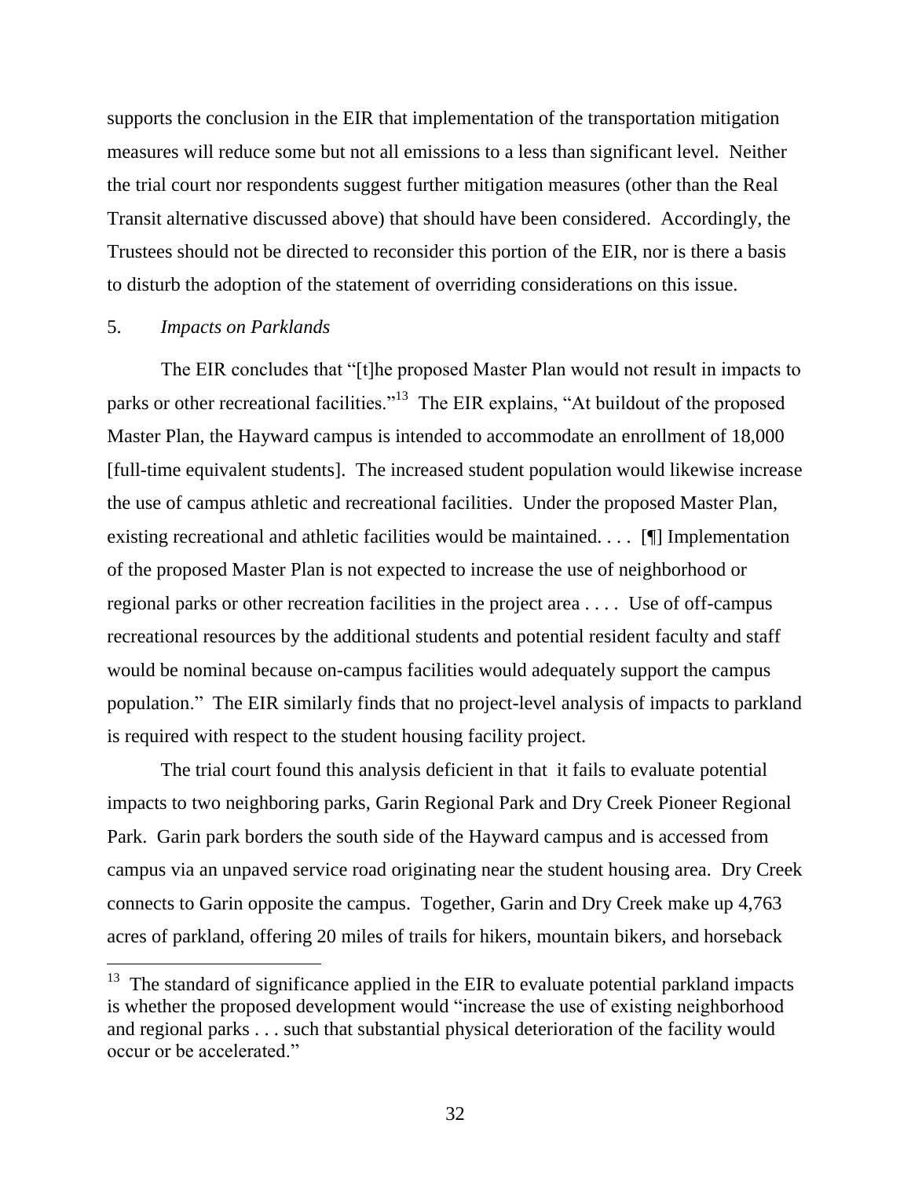supports the conclusion in the EIR that implementation of the transportation mitigation measures will reduce some but not all emissions to a less than significant level. Neither the trial court nor respondents suggest further mitigation measures (other than the Real Transit alternative discussed above) that should have been considered. Accordingly, the Trustees should not be directed to reconsider this portion of the EIR, nor is there a basis to disturb the adoption of the statement of overriding considerations on this issue.

5. *Impacts on Parklands*

The EIR concludes that "[t]he proposed Master Plan would not result in impacts to parks or other recreational facilities."[13] The EIR explains, "At buildout of the proposed Master Plan, the Hayward campus is intended to accommodate an enrollment of 18,000 [full-time equivalent students]. The increased student population would likewise increase the use of campus athletic and recreational facilities. Under the proposed Master Plan, existing recreational and athletic facilities would be maintained. . . . [¶] Implementation of the proposed Master Plan is not expected to increase the use of neighborhood or regional parks or other recreation facilities in the project area . . . . Use of off-campus recreational resources by the additional students and potential resident faculty and staff would be nominal because on-campus facilities would adequately support the campus population." The EIR similarly finds that no project-level analysis of impacts to parkland is required with respect to the student housing facility project.

The trial court found this analysis deficient in that it fails to evaluate potential impacts to two neighboring parks, Garin Regional Park and Dry Creek Pioneer Regional Park. Garin park borders the south side of the Hayward campus and is accessed from campus via an unpaved service road originating near the student housing area. Dry Creek connects to Garin opposite the campus. Together, Garin and Dry Creek make up 4,763 acres of parkland, offering 20 miles of trails for hikers, mountain bikers, and horseback

---

[13] The standard of significance applied in the EIR to evaluate potential parkland impacts is whether the proposed development would "increase the use of existing neighborhood and regional parks . . . such that substantial physical deterioration of the facility would occur or be accelerated."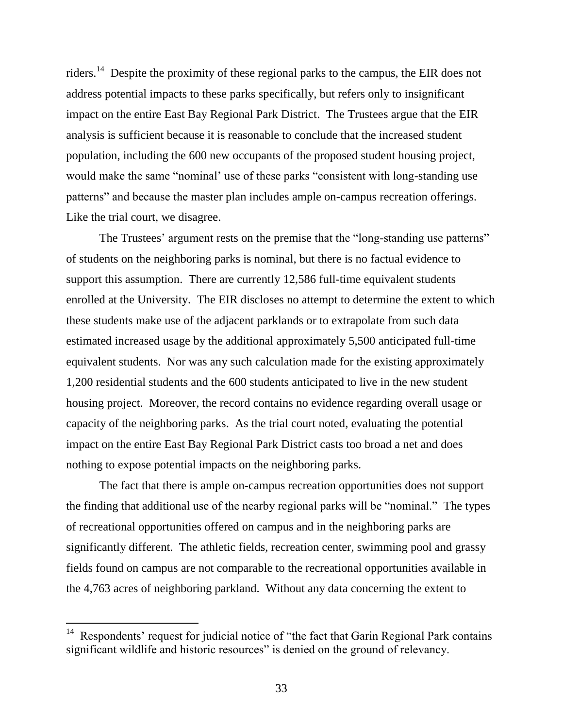riders.[14] Despite the proximity of these regional parks to the campus, the EIR does not address potential impacts to these parks specifically, but refers only to insignificant impact on the entire East Bay Regional Park District. The Trustees argue that the EIR analysis is sufficient because it is reasonable to conclude that the increased student population, including the 600 new occupants of the proposed student housing project, would make the same "nominal' use of these parks "consistent with long-standing use patterns" and because the master plan includes ample on-campus recreation offerings. Like the trial court, we disagree.

The Trustees' argument rests on the premise that the "long-standing use patterns" of students on the neighboring parks is nominal, but there is no factual evidence to support this assumption. There are currently 12,586 full-time equivalent students enrolled at the University. The EIR discloses no attempt to determine the extent to which these students make use of the adjacent parklands or to extrapolate from such data estimated increased usage by the additional approximately 5,500 anticipated full-time equivalent students. Nor was any such calculation made for the existing approximately 1,200 residential students and the 600 students anticipated to live in the new student housing project. Moreover, the record contains no evidence regarding overall usage or capacity of the neighboring parks. As the trial court noted, evaluating the potential impact on the entire East Bay Regional Park District casts too broad a net and does nothing to expose potential impacts on the neighboring parks.

The fact that there is ample on-campus recreation opportunities does not support the finding that additional use of the nearby regional parks will be "nominal." The types of recreational opportunities offered on campus and in the neighboring parks are significantly different. The athletic fields, recreation center, swimming pool and grassy fields found on campus are not comparable to the recreational opportunities available in the 4,763 acres of neighboring parkland. Without any data concerning the extent to

---

[14] Respondents' request for judicial notice of "the fact that Garin Regional Park contains significant wildlife and historic resources" is denied on the ground of relevancy.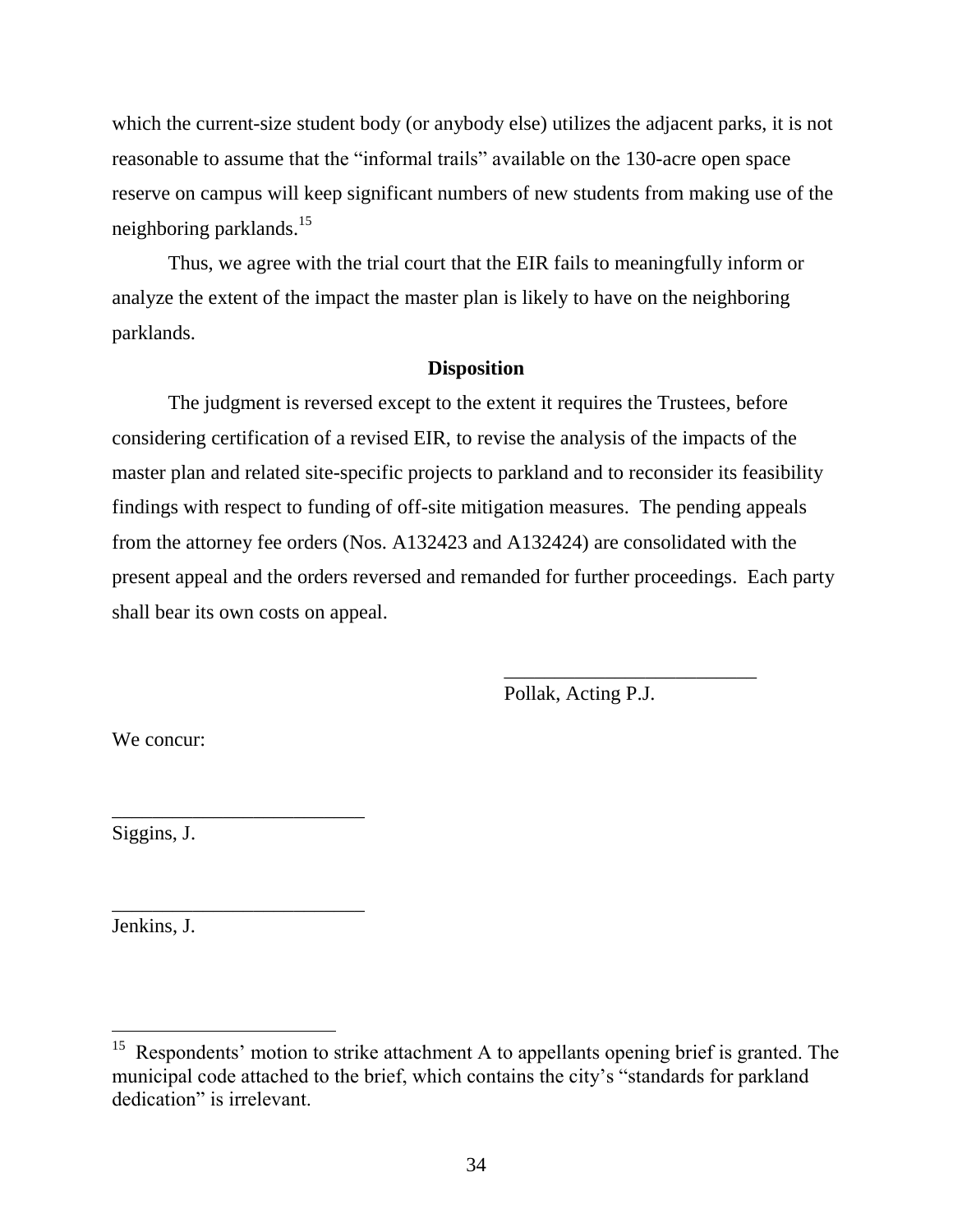which the current-size student body (or anybody else) utilizes the adjacent parks, it is not reasonable to assume that the "informal trails" available on the 130-acre open space reserve on campus will keep significant numbers of new students from making use of the neighboring parklands.[15]

Thus, we agree with the trial court that the EIR fails to meaningfully inform or analyze the extent of the impact the master plan is likely to have on the neighboring parklands.

**Disposition**

The judgment is reversed except to the extent it requires the Trustees, before considering certification of a revised EIR, to revise the analysis of the impacts of the master plan and related site-specific projects to parkland and to reconsider its feasibility findings with respect to funding of off-site mitigation measures. The pending appeals from the attorney fee orders (Nos. A132423 and A132424) are consolidated with the present appeal and the orders reversed and remanded for further proceedings. Each party shall bear its own costs on appeal.

_________________________
Pollak, Acting P.J.

We concur:

_________________________
Siggins, J.

_________________________
Jenkins, J.

---

[15] Respondents' motion to strike attachment A to appellants opening brief is granted. The municipal code attached to the brief, which contains the city's "standards for parkland dedication" is irrelevant.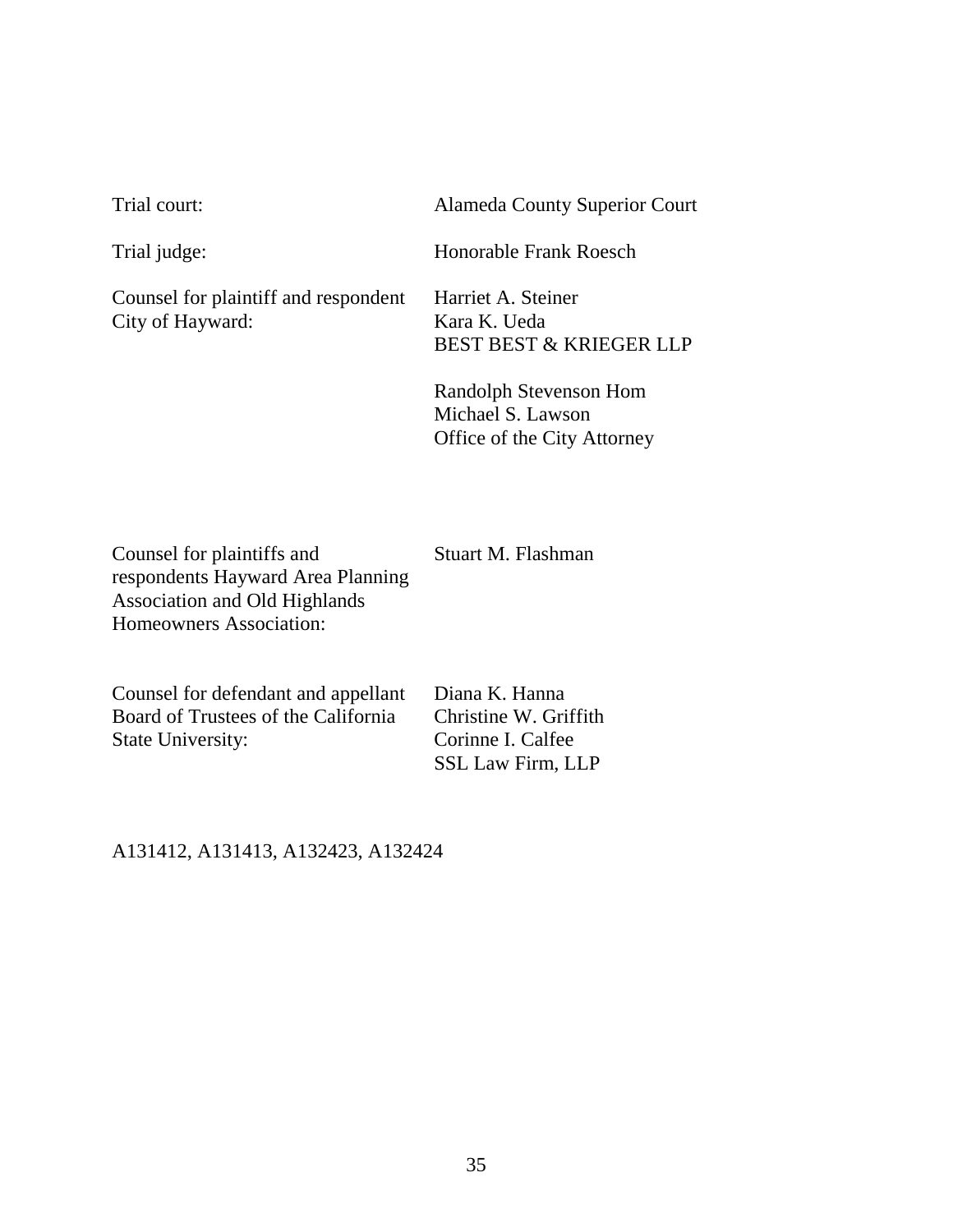| | |
|---|---|
| Trial court: | Alameda County Superior Court |
| Trial judge: | Honorable Frank Roesch |
| Counsel for plaintiff and respondent City of Hayward: | Harriet A. Steiner<br>Kara K. Ueda<br>BEST BEST & KRIEGER LLP<br><br>Randolph Stevenson Hom<br>Michael S. Lawson<br>Office of the City Attorney |
| Counsel for plaintiffs and respondents Hayward Area Planning Association and Old Highlands Homeowners Association: | Stuart M. Flashman |
| Counsel for defendant and appellant Board of Trustees of the California State University: | Diana K. Hanna<br>Christine W. Griffith<br>Corinne I. Calfee<br>SSL Law Firm, LLP |

A131412, A131413, A132423, A132424